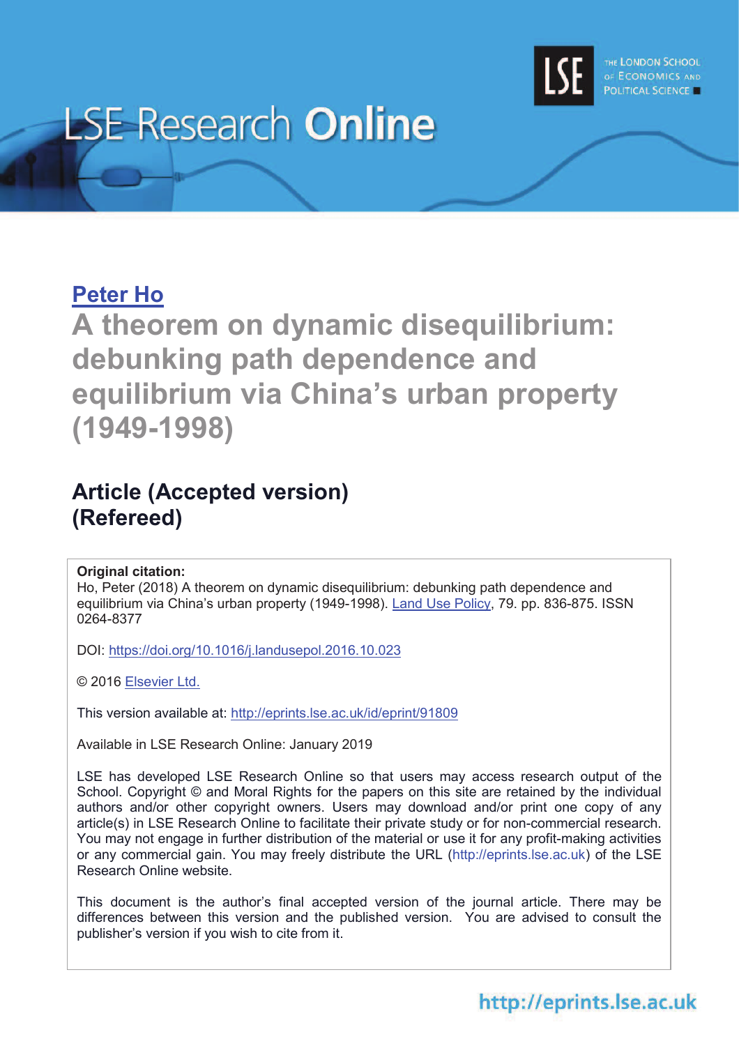# LSE Research Online

[Peter Ho](http://eprints.lse.ac.uk)

# A theorem on dynamic disequilibrium: debunking path dependence and equilibrium via China's urban property (1949-1998)

## Article (Accepted version) (Refereed)

**Original citation:**
Ho, Peter (2018) A theorem on dynamic disequilibrium: debunking path dependence and equilibrium via China's urban property (1949-1998). Land Use Policy, 79. pp. 836-875. ISSN 0264-8377

DOI: https://doi.org/10.1016/j.landusepol.2016.10.023

© 2016 Elsevier Ltd.

This version available at: http://eprints.lse.ac.uk/id/eprint/91809

Available in LSE Research Online: January 2019

LSE has developed LSE Research Online so that users may access research output of the School. Copyright © and Moral Rights for the papers on this site are retained by the individual authors and/or other copyright owners. Users may download and/or print one copy of any article(s) in LSE Research Online to facilitate their private study or for non-commercial research. You may not engage in further distribution of the material or use it for any profit-making activities or any commercial gain. You may freely distribute the URL (http://eprints.lse.ac.uk) of the LSE Research Online website.

This document is the author's final accepted version of the journal article. There may be differences between this version and the published version. You are advised to consult the publisher's version if you wish to cite from it.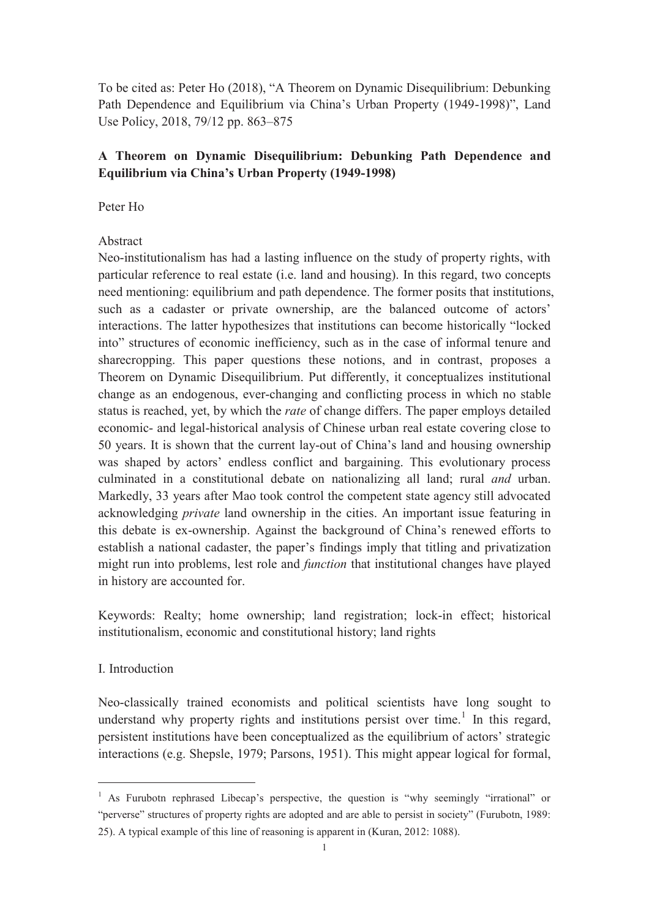To be cited as: Peter Ho (2018), "A Theorem on Dynamic Disequilibrium: Debunking Path Dependence and Equilibrium via China's Urban Property (1949-1998)", Land Use Policy, 2018, 79/12 pp. 863–875

# A Theorem on Dynamic Disequilibrium: Debunking Path Dependence and Equilibrium via China's Urban Property (1949-1998)

Peter Ho

Abstract

Neo-institutionalism has had a lasting influence on the study of property rights, with particular reference to real estate (i.e. land and housing). In this regard, two concepts need mentioning: equilibrium and path dependence. The former posits that institutions, such as a cadaster or private ownership, are the balanced outcome of actors' interactions. The latter hypothesizes that institutions can become historically "locked into" structures of economic inefficiency, such as in the case of informal tenure and sharecropping. This paper questions these notions, and in contrast, proposes a Theorem on Dynamic Disequilibrium. Put differently, it conceptualizes institutional change as an endogenous, ever-changing and conflicting process in which no stable status is reached, yet, by which the *rate* of change differs. The paper employs detailed economic- and legal-historical analysis of Chinese urban real estate covering close to 50 years. It is shown that the current lay-out of China's land and housing ownership was shaped by actors' endless conflict and bargaining. This evolutionary process culminated in a constitutional debate on nationalizing all land; rural *and* urban. Markedly, 33 years after Mao took control the competent state agency still advocated acknowledging *private* land ownership in the cities. An important issue featuring in this debate is ex-ownership. Against the background of China's renewed efforts to establish a national cadaster, the paper's findings imply that titling and privatization might run into problems, lest role and *function* that institutional changes have played in history are accounted for.

Keywords: Realty; home ownership; land registration; lock-in effect; historical institutionalism, economic and constitutional history; land rights

## I. Introduction

Neo-classically trained economists and political scientists have long sought to understand why property rights and institutions persist over time.[1] In this regard, persistent institutions have been conceptualized as the equilibrium of actors' strategic interactions (e.g. Shepsle, 1979; Parsons, 1951). This might appear logical for formal,

[1] As Furubotn rephrased Libecap's perspective, the question is "why seemingly "irrational" or "perverse" structures of property rights are adopted and are able to persist in society" (Furubotn, 1989: 25). A typical example of this line of reasoning is apparent in (Kuran, 2012: 1088).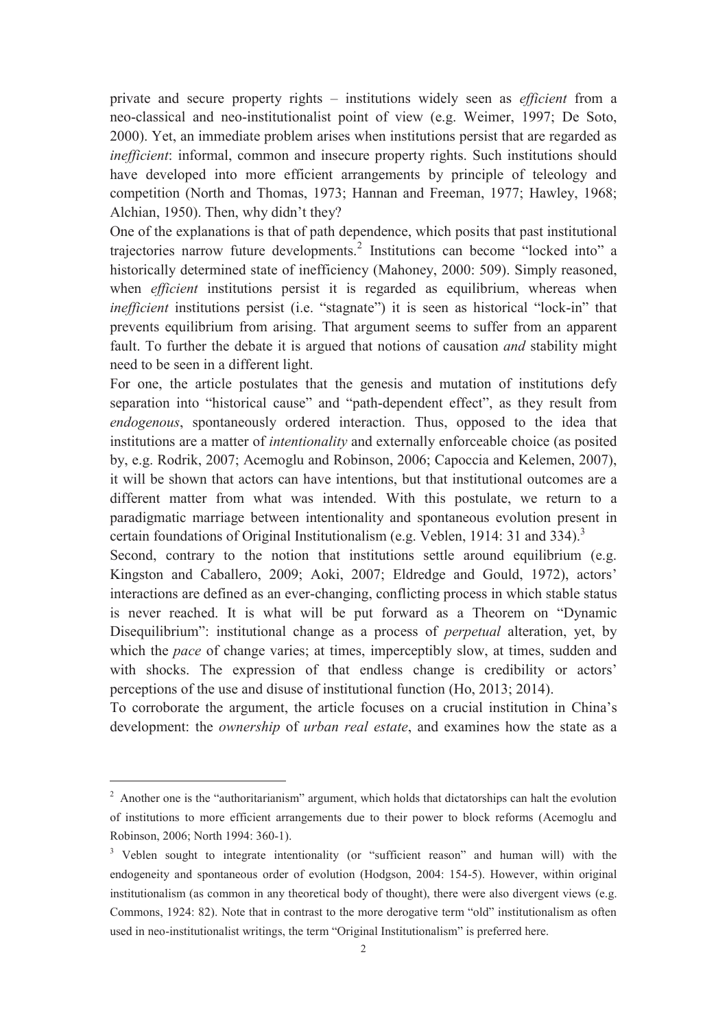private and secure property rights – institutions widely seen as *efficient* from a neo-classical and neo-institutionalist point of view (e.g. Weimer, 1997; De Soto, 2000). Yet, an immediate problem arises when institutions persist that are regarded as *inefficient*: informal, common and insecure property rights. Such institutions should have developed into more efficient arrangements by principle of teleology and competition (North and Thomas, 1973; Hannan and Freeman, 1977; Hawley, 1968; Alchian, 1950). Then, why didn't they?

One of the explanations is that of path dependence, which posits that past institutional trajectories narrow future developments.[2] Institutions can become "locked into" a historically determined state of inefficiency (Mahoney, 2000: 509). Simply reasoned, when *efficient* institutions persist it is regarded as equilibrium, whereas when *inefficient* institutions persist (i.e. "stagnate") it is seen as historical "lock-in" that prevents equilibrium from arising. That argument seems to suffer from an apparent fault. To further the debate it is argued that notions of causation *and* stability might need to be seen in a different light.

For one, the article postulates that the genesis and mutation of institutions defy separation into "historical cause" and "path-dependent effect", as they result from *endogenous*, spontaneously ordered interaction. Thus, opposed to the idea that institutions are a matter of *intentionality* and externally enforceable choice (as posited by, e.g. Rodrik, 2007; Acemoglu and Robinson, 2006; Capoccia and Kelemen, 2007), it will be shown that actors can have intentions, but that institutional outcomes are a different matter from what was intended. With this postulate, we return to a paradigmatic marriage between intentionality and spontaneous evolution present in certain foundations of Original Institutionalism (e.g. Veblen, 1914: 31 and 334).[3]

Second, contrary to the notion that institutions settle around equilibrium (e.g. Kingston and Caballero, 2009; Aoki, 2007; Eldredge and Gould, 1972), actors' interactions are defined as an ever-changing, conflicting process in which stable status is never reached. It is what will be put forward as a Theorem on "Dynamic Disequilibrium": institutional change as a process of *perpetual* alteration, yet, by which the *pace* of change varies; at times, imperceptibly slow, at times, sudden and with shocks. The expression of that endless change is credibility or actors' perceptions of the use and disuse of institutional function (Ho, 2013; 2014).

To corroborate the argument, the article focuses on a crucial institution in China's development: the *ownership* of *urban real estate*, and examines how the state as a

---

[2] Another one is the "authoritarianism" argument, which holds that dictatorships can halt the evolution of institutions to more efficient arrangements due to their power to block reforms (Acemoglu and Robinson, 2006; North 1994: 360-1).

[3] Veblen sought to integrate intentionality (or "sufficient reason" and human will) with the endogeneity and spontaneous order of evolution (Hodgson, 2004: 154-5). However, within original institutionalism (as common in any theoretical body of thought), there were also divergent views (e.g. Commons, 1924: 82). Note that in contrast to the more derogative term "old" institutionalism as often used in neo-institutionalist writings, the term "Original Institutionalism" is preferred here.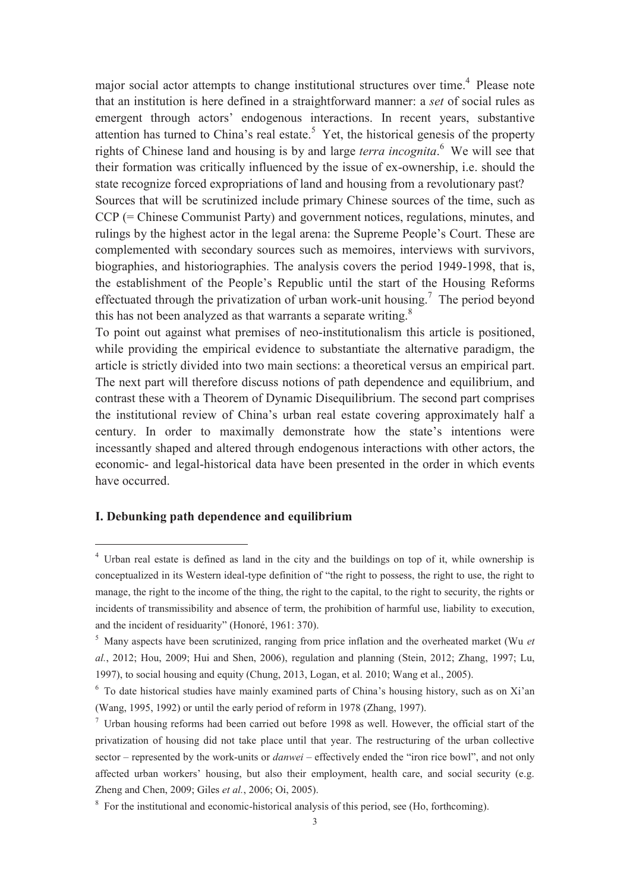major social actor attempts to change institutional structures over time.[4] Please note that an institution is here defined in a straightforward manner: a *set* of social rules as emergent through actors' endogenous interactions. In recent years, substantive attention has turned to China's real estate.[5] Yet, the historical genesis of the property rights of Chinese land and housing is by and large *terra incognita*.[6] We will see that their formation was critically influenced by the issue of ex-ownership, i.e. should the state recognize forced expropriations of land and housing from a revolutionary past?

Sources that will be scrutinized include primary Chinese sources of the time, such as CCP (= Chinese Communist Party) and government notices, regulations, minutes, and rulings by the highest actor in the legal arena: the Supreme People's Court. These are complemented with secondary sources such as memoires, interviews with survivors, biographies, and historiographies. The analysis covers the period 1949-1998, that is, the establishment of the People's Republic until the start of the Housing Reforms effectuated through the privatization of urban work-unit housing.[7] The period beyond this has not been analyzed as that warrants a separate writing.[8]

To point out against what premises of neo-institutionalism this article is positioned, while providing the empirical evidence to substantiate the alternative paradigm, the article is strictly divided into two main sections: a theoretical versus an empirical part. The next part will therefore discuss notions of path dependence and equilibrium, and contrast these with a Theorem of Dynamic Disequilibrium. The second part comprises the institutional review of China's urban real estate covering approximately half a century. In order to maximally demonstrate how the state's intentions were incessantly shaped and altered through endogenous interactions with other actors, the economic- and legal-historical data have been presented in the order in which events have occurred.

## I. Debunking path dependence and equilibrium

---

[4] Urban real estate is defined as land in the city and the buildings on top of it, while ownership is conceptualized in its Western ideal-type definition of "the right to possess, the right to use, the right to manage, the right to the income of the thing, the right to the capital, to the right to security, the rights or incidents of transmissibility and absence of term, the prohibition of harmful use, liability to execution, and the incident of residuarity" (Honoré, 1961: 370).

[5] Many aspects have been scrutinized, ranging from price inflation and the overheated market (Wu *et al.*, 2012; Hou, 2009; Hui and Shen, 2006), regulation and planning (Stein, 2012; Zhang, 1997; Lu, 1997), to social housing and equity (Chung, 2013, Logan, et al. 2010; Wang et al., 2005).

[6] To date historical studies have mainly examined parts of China's housing history, such as on Xi'an (Wang, 1995, 1992) or until the early period of reform in 1978 (Zhang, 1997).

[7] Urban housing reforms had been carried out before 1998 as well. However, the official start of the privatization of housing did not take place until that year. The restructuring of the urban collective sector – represented by the work-units or *danwei* – effectively ended the "iron rice bowl", and not only affected urban workers' housing, but also their employment, health care, and social security (e.g. Zheng and Chen, 2009; Giles *et al.*, 2006; Oi, 2005).

[8] For the institutional and economic-historical analysis of this period, see (Ho, forthcoming).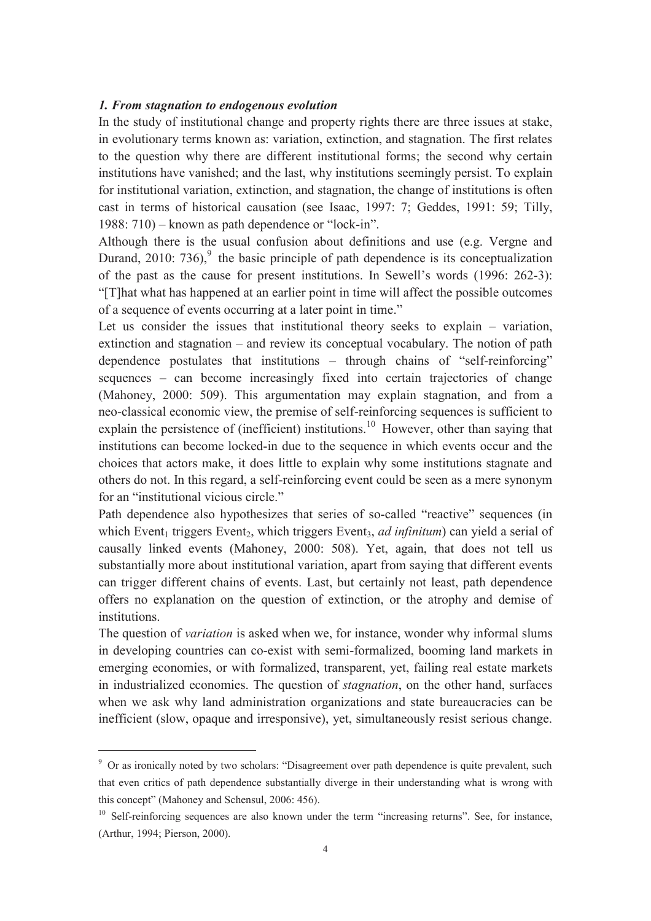### *1. From stagnation to endogenous evolution*

In the study of institutional change and property rights there are three issues at stake, in evolutionary terms known as: variation, extinction, and stagnation. The first relates to the question why there are different institutional forms; the second why certain institutions have vanished; and the last, why institutions seemingly persist. To explain for institutional variation, extinction, and stagnation, the change of institutions is often cast in terms of historical causation (see Isaac, 1997: 7; Geddes, 1991: 59; Tilly, 1988: 710) – known as path dependence or "lock-in".

Although there is the usual confusion about definitions and use (e.g. Vergne and Durand, 2010: 736),[9] the basic principle of path dependence is its conceptualization of the past as the cause for present institutions. In Sewell's words (1996: 262-3): "[T]hat what has happened at an earlier point in time will affect the possible outcomes of a sequence of events occurring at a later point in time."

Let us consider the issues that institutional theory seeks to explain – variation, extinction and stagnation – and review its conceptual vocabulary. The notion of path dependence postulates that institutions – through chains of "self-reinforcing" sequences – can become increasingly fixed into certain trajectories of change (Mahoney, 2000: 509). This argumentation may explain stagnation, and from a neo-classical economic view, the premise of self-reinforcing sequences is sufficient to explain the persistence of (inefficient) institutions.[10] However, other than saying that institutions can become locked-in due to the sequence in which events occur and the choices that actors make, it does little to explain why some institutions stagnate and others do not. In this regard, a self-reinforcing event could be seen as a mere synonym for an "institutional vicious circle."

Path dependence also hypothesizes that series of so-called "reactive" sequences (in which $Event_1$ triggers $Event_2$, which triggers $Event_3$, *ad infinitum*) can yield a serial of causally linked events (Mahoney, 2000: 508). Yet, again, that does not tell us substantially more about institutional variation, apart from saying that different events can trigger different chains of events. Last, but certainly not least, path dependence offers no explanation on the question of extinction, or the atrophy and demise of institutions.

The question of *variation* is asked when we, for instance, wonder why informal slums in developing countries can co-exist with semi-formalized, booming land markets in emerging economies, or with formalized, transparent, yet, failing real estate markets in industrialized economies. The question of *stagnation*, on the other hand, surfaces when we ask why land administration organizations and state bureaucracies can be inefficient (slow, opaque and irresponsive), yet, simultaneously resist serious change.

---

[9] Or as ironically noted by two scholars: "Disagreement over path dependence is quite prevalent, such that even critics of path dependence substantially diverge in their understanding what is wrong with this concept" (Mahoney and Schensul, 2006: 456).

[10] Self-reinforcing sequences are also known under the term "increasing returns". See, for instance, (Arthur, 1994; Pierson, 2000).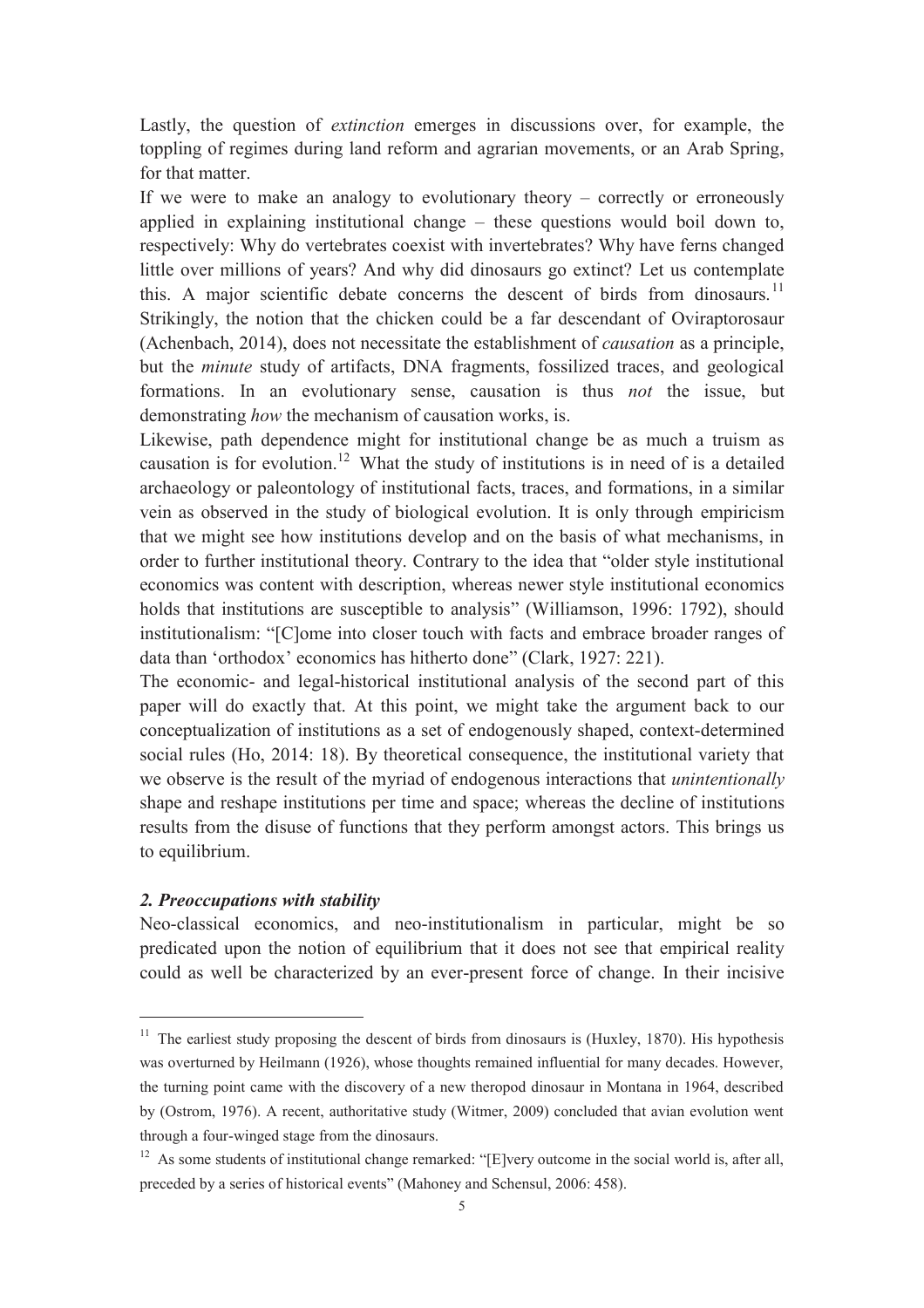Lastly, the question of *extinction* emerges in discussions over, for example, the toppling of regimes during land reform and agrarian movements, or an Arab Spring, for that matter.

If we were to make an analogy to evolutionary theory – correctly or erroneously applied in explaining institutional change – these questions would boil down to, respectively: Why do vertebrates coexist with invertebrates? Why have ferns changed little over millions of years? And why did dinosaurs go extinct? Let us contemplate this. A major scientific debate concerns the descent of birds from dinosaurs.[11] Strikingly, the notion that the chicken could be a far descendant of Oviraptorosaur (Achenbach, 2014), does not necessitate the establishment of *causation* as a principle, but the *minute* study of artifacts, DNA fragments, fossilized traces, and geological formations. In an evolutionary sense, causation is thus *not* the issue, but demonstrating *how* the mechanism of causation works, is.

Likewise, path dependence might for institutional change be as much a truism as causation is for evolution.[12] What the study of institutions is in need of is a detailed archaeology or paleontology of institutional facts, traces, and formations, in a similar vein as observed in the study of biological evolution. It is only through empiricism that we might see how institutions develop and on the basis of what mechanisms, in order to further institutional theory. Contrary to the idea that "older style institutional economics was content with description, whereas newer style institutional economics holds that institutions are susceptible to analysis" (Williamson, 1996: 1792), should institutionalism: "[C]ome into closer touch with facts and embrace broader ranges of data than 'orthodox' economics has hitherto done" (Clark, 1927: 221).

The economic- and legal-historical institutional analysis of the second part of this paper will do exactly that. At this point, we might take the argument back to our conceptualization of institutions as a set of endogenously shaped, context-determined social rules (Ho, 2014: 18). By theoretical consequence, the institutional variety that we observe is the result of the myriad of endogenous interactions that *unintentionally* shape and reshape institutions per time and space; whereas the decline of institutions results from the disuse of functions that they perform amongst actors. This brings us to equilibrium.

### *2. Preoccupations with stability*

Neo-classical economics, and neo-institutionalism in particular, might be so predicated upon the notion of equilibrium that it does not see that empirical reality could as well be characterized by an ever-present force of change. In their incisive

---

[11] The earliest study proposing the descent of birds from dinosaurs is (Huxley, 1870). His hypothesis was overturned by Heilmann (1926), whose thoughts remained influential for many decades. However, the turning point came with the discovery of a new theropod dinosaur in Montana in 1964, described by (Ostrom, 1976). A recent, authoritative study (Witmer, 2009) concluded that avian evolution went through a four-winged stage from the dinosaurs.

[12] As some students of institutional change remarked: "[E]very outcome in the social world is, after all, preceded by a series of historical events" (Mahoney and Schensul, 2006: 458).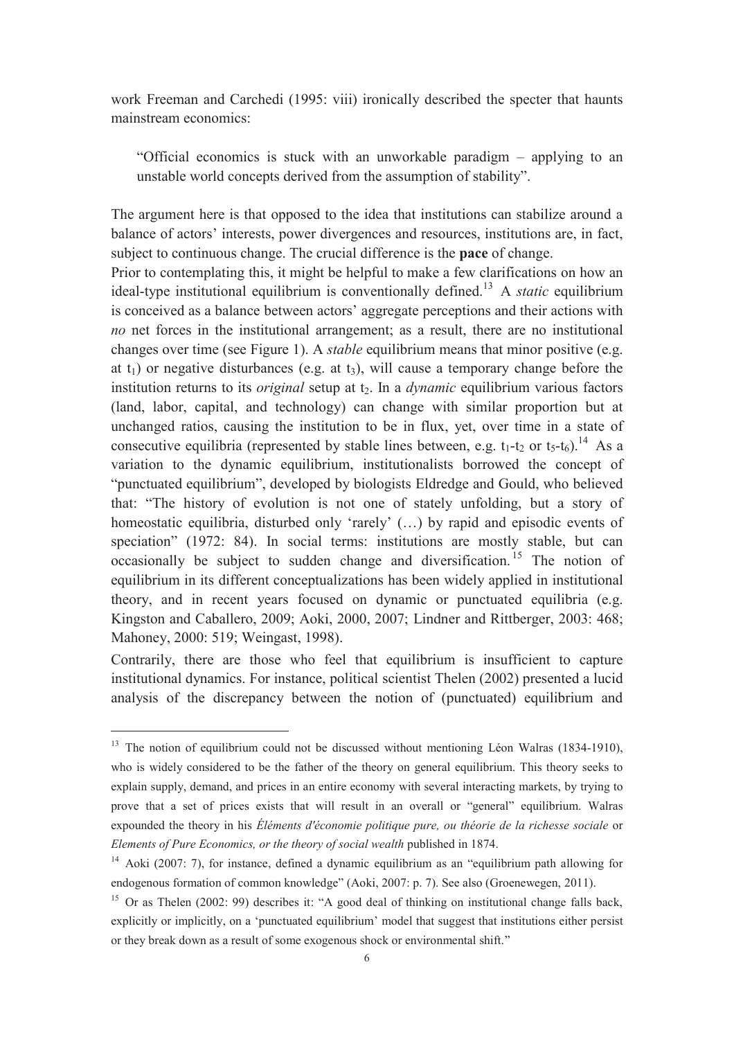work Freeman and Carchedi (1995: viii) ironically described the specter that haunts mainstream economics:

> "Official economics is stuck with an unworkable paradigm – applying to an unstable world concepts derived from the assumption of stability".

The argument here is that opposed to the idea that institutions can stabilize around a balance of actors' interests, power divergences and resources, institutions are, in fact, subject to continuous change. The crucial difference is the **pace** of change.

Prior to contemplating this, it might be helpful to make a few clarifications on how an ideal-type institutional equilibrium is conventionally defined.[13] A *static* equilibrium is conceived as a balance between actors' aggregate perceptions and their actions with *no* net forces in the institutional arrangement; as a result, there are no institutional changes over time (see Figure 1). A *stable* equilibrium means that minor positive (e.g. at $t_1$) or negative disturbances (e.g. at $t_3$), will cause a temporary change before the institution returns to its *original* setup at $t_2$. In a *dynamic* equilibrium various factors (land, labor, capital, and technology) can change with similar proportion but at unchanged ratios, causing the institution to be in flux, yet, over time in a state of consecutive equilibria (represented by stable lines between, e.g. $t_1$-$t_2$ or $t_5$-$t_6$).[14] As a variation to the dynamic equilibrium, institutionalists borrowed the concept of "punctuated equilibrium", developed by biologists Eldredge and Gould, who believed that: "The history of evolution is not one of stately unfolding, but a story of homeostatic equilibria, disturbed only 'rarely' (…) by rapid and episodic events of speciation" (1972: 84). In social terms: institutions are mostly stable, but can occasionally be subject to sudden change and diversification.[15] The notion of equilibrium in its different conceptualizations has been widely applied in institutional theory, and in recent years focused on dynamic or punctuated equilibria (e.g. Kingston and Caballero, 2009; Aoki, 2000, 2007; Lindner and Rittberger, 2003: 468; Mahoney, 2000: 519; Weingast, 1998).

Contrarily, there are those who feel that equilibrium is insufficient to capture institutional dynamics. For instance, political scientist Thelen (2002) presented a lucid analysis of the discrepancy between the notion of (punctuated) equilibrium and

---

[13] The notion of equilibrium could not be discussed without mentioning Léon Walras (1834-1910), who is widely considered to be the father of the theory on general equilibrium. This theory seeks to explain supply, demand, and prices in an entire economy with several interacting markets, by trying to prove that a set of prices exists that will result in an overall or "general" equilibrium. Walras expounded the theory in his *Éléments d'économie politique pure, ou théorie de la richesse sociale* or *Elements of Pure Economics, or the theory of social wealth* published in 1874.

[14] Aoki (2007: 7), for instance, defined a dynamic equilibrium as an "equilibrium path allowing for endogenous formation of common knowledge" (Aoki, 2007: p. 7). See also (Groenewegen, 2011).

[15] Or as Thelen (2002: 99) describes it: "A good deal of thinking on institutional change falls back, explicitly or implicitly, on a 'punctuated equilibrium' model that suggest that institutions either persist or they break down as a result of some exogenous shock or environmental shift."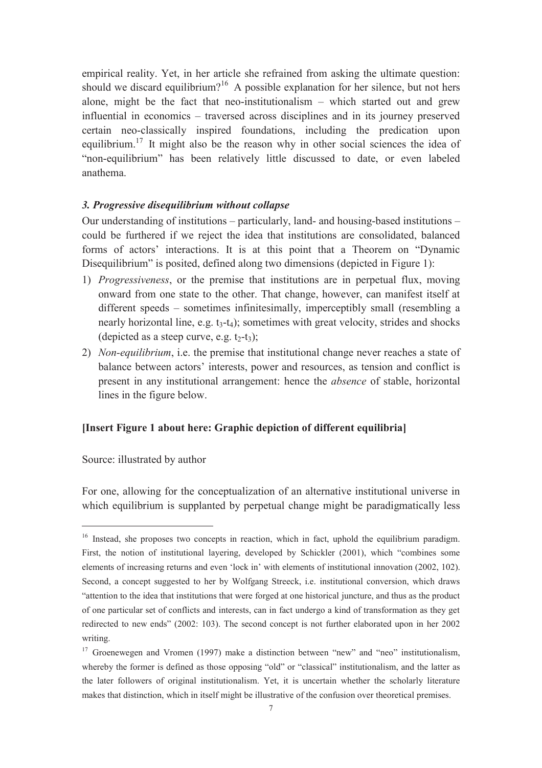empirical reality. Yet, in her article she refrained from asking the ultimate question: should we discard equilibrium?[16] A possible explanation for her silence, but not hers alone, might be the fact that neo-institutionalism – which started out and grew influential in economics – traversed across disciplines and in its journey preserved certain neo-classically inspired foundations, including the predication upon equilibrium.[17] It might also be the reason why in other social sciences the idea of "non-equilibrium" has been relatively little discussed to date, or even labeled anathema.

### *3. Progressive disequilibrium without collapse*

Our understanding of institutions – particularly, land- and housing-based institutions – could be furthered if we reject the idea that institutions are consolidated, balanced forms of actors' interactions. It is at this point that a Theorem on "Dynamic Disequilibrium" is posited, defined along two dimensions (depicted in Figure 1):

1) *Progressiveness*, or the premise that institutions are in perpetual flux, moving onward from one state to the other. That change, however, can manifest itself at different speeds – sometimes infinitesimally, imperceptibly small (resembling a nearly horizontal line, e.g. $t_3$-$t_4$); sometimes with great velocity, strides and shocks (depicted as a steep curve, e.g. $t_2$-$t_3$);
2) *Non-equilibrium*, i.e. the premise that institutional change never reaches a state of balance between actors' interests, power and resources, as tension and conflict is present in any institutional arrangement: hence the *absence* of stable, horizontal lines in the figure below.

**[Insert Figure 1 about here: Graphic depiction of different equilibria]**

Source: illustrated by author

For one, allowing for the conceptualization of an alternative institutional universe in which equilibrium is supplanted by perpetual change might be paradigmatically less

---

[16] Instead, she proposes two concepts in reaction, which in fact, uphold the equilibrium paradigm. First, the notion of institutional layering, developed by Schickler (2001), which "combines some elements of increasing returns and even 'lock in' with elements of institutional innovation (2002, 102). Second, a concept suggested to her by Wolfgang Streeck, i.e. institutional conversion, which draws "attention to the idea that institutions that were forged at one historical juncture, and thus as the product of one particular set of conflicts and interests, can in fact undergo a kind of transformation as they get redirected to new ends" (2002: 103). The second concept is not further elaborated upon in her 2002 writing.

[17] Groenewegen and Vromen (1997) make a distinction between "new" and "neo" institutionalism, whereby the former is defined as those opposing "old" or "classical" institutionalism, and the latter as the later followers of original institutionalism. Yet, it is uncertain whether the scholarly literature makes that distinction, which in itself might be illustrative of the confusion over theoretical premises.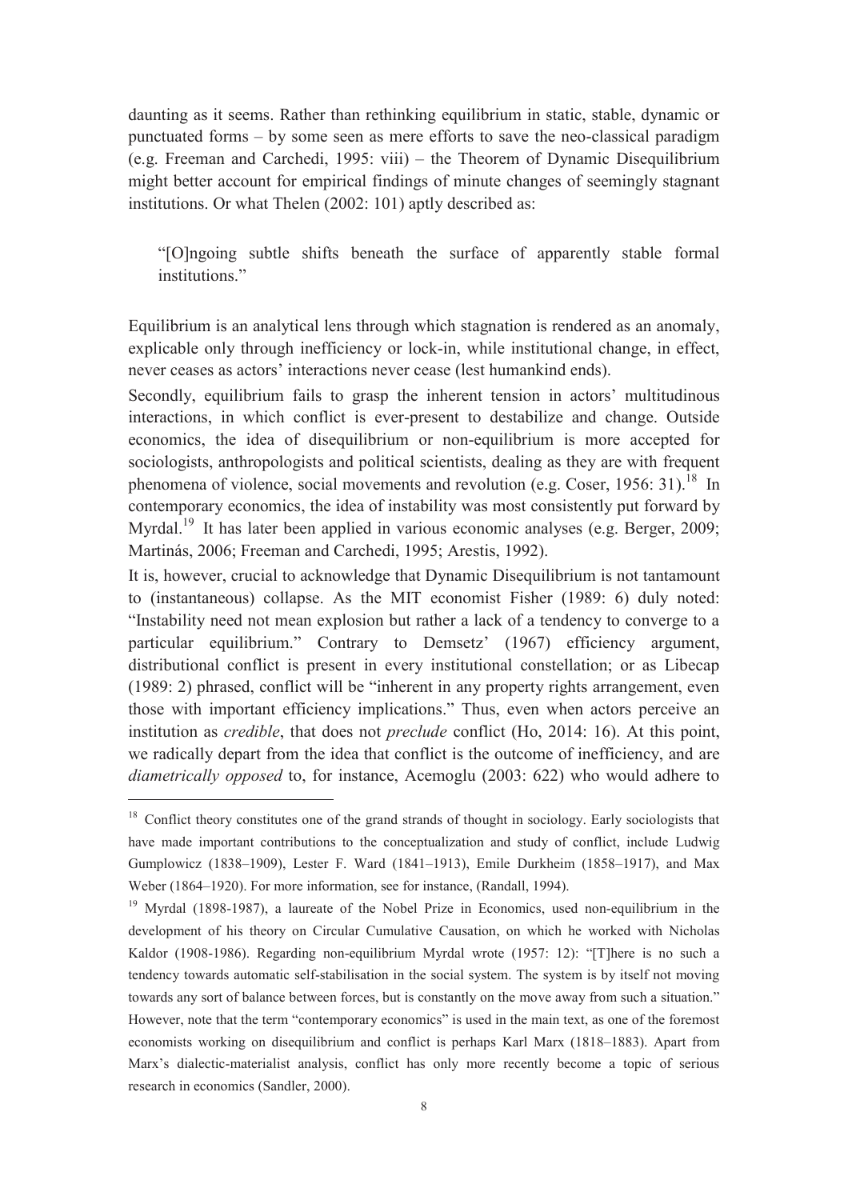daunting as it seems. Rather than rethinking equilibrium in static, stable, dynamic or punctuated forms – by some seen as mere efforts to save the neo-classical paradigm (e.g. Freeman and Carchedi, 1995: viii) – the Theorem of Dynamic Disequilibrium might better account for empirical findings of minute changes of seemingly stagnant institutions. Or what Thelen (2002: 101) aptly described as:

> "[O]ngoing subtle shifts beneath the surface of apparently stable formal institutions."

Equilibrium is an analytical lens through which stagnation is rendered as an anomaly, explicable only through inefficiency or lock-in, while institutional change, in effect, never ceases as actors' interactions never cease (lest humankind ends).

Secondly, equilibrium fails to grasp the inherent tension in actors' multitudinous interactions, in which conflict is ever-present to destabilize and change. Outside economics, the idea of disequilibrium or non-equilibrium is more accepted for sociologists, anthropologists and political scientists, dealing as they are with frequent phenomena of violence, social movements and revolution (e.g. Coser, 1956: 31).[18] In contemporary economics, the idea of instability was most consistently put forward by Myrdal.[19] It has later been applied in various economic analyses (e.g. Berger, 2009; Martinás, 2006; Freeman and Carchedi, 1995; Arestis, 1992).

It is, however, crucial to acknowledge that Dynamic Disequilibrium is not tantamount to (instantaneous) collapse. As the MIT economist Fisher (1989: 6) duly noted: "Instability need not mean explosion but rather a lack of a tendency to converge to a particular equilibrium." Contrary to Demsetz' (1967) efficiency argument, distributional conflict is present in every institutional constellation; or as Libecap (1989: 2) phrased, conflict will be "inherent in any property rights arrangement, even those with important efficiency implications." Thus, even when actors perceive an institution as *credible*, that does not *preclude* conflict (Ho, 2014: 16). At this point, we radically depart from the idea that conflict is the outcome of inefficiency, and are *diametrically opposed* to, for instance, Acemoglu (2003: 622) who would adhere to

---

[18] Conflict theory constitutes one of the grand strands of thought in sociology. Early sociologists that have made important contributions to the conceptualization and study of conflict, include Ludwig Gumplowicz (1838–1909), Lester F. Ward (1841–1913), Emile Durkheim (1858–1917), and Max Weber (1864–1920). For more information, see for instance, (Randall, 1994).

[19] Myrdal (1898-1987), a laureate of the Nobel Prize in Economics, used non-equilibrium in the development of his theory on Circular Cumulative Causation, on which he worked with Nicholas Kaldor (1908-1986). Regarding non-equilibrium Myrdal wrote (1957: 12): "[T]here is no such a tendency towards automatic self-stabilisation in the social system. The system is by itself not moving towards any sort of balance between forces, but is constantly on the move away from such a situation." However, note that the term "contemporary economics" is used in the main text, as one of the foremost economists working on disequilibrium and conflict is perhaps Karl Marx (1818–1883). Apart from Marx's dialectic-materialist analysis, conflict has only more recently become a topic of serious research in economics (Sandler, 2000).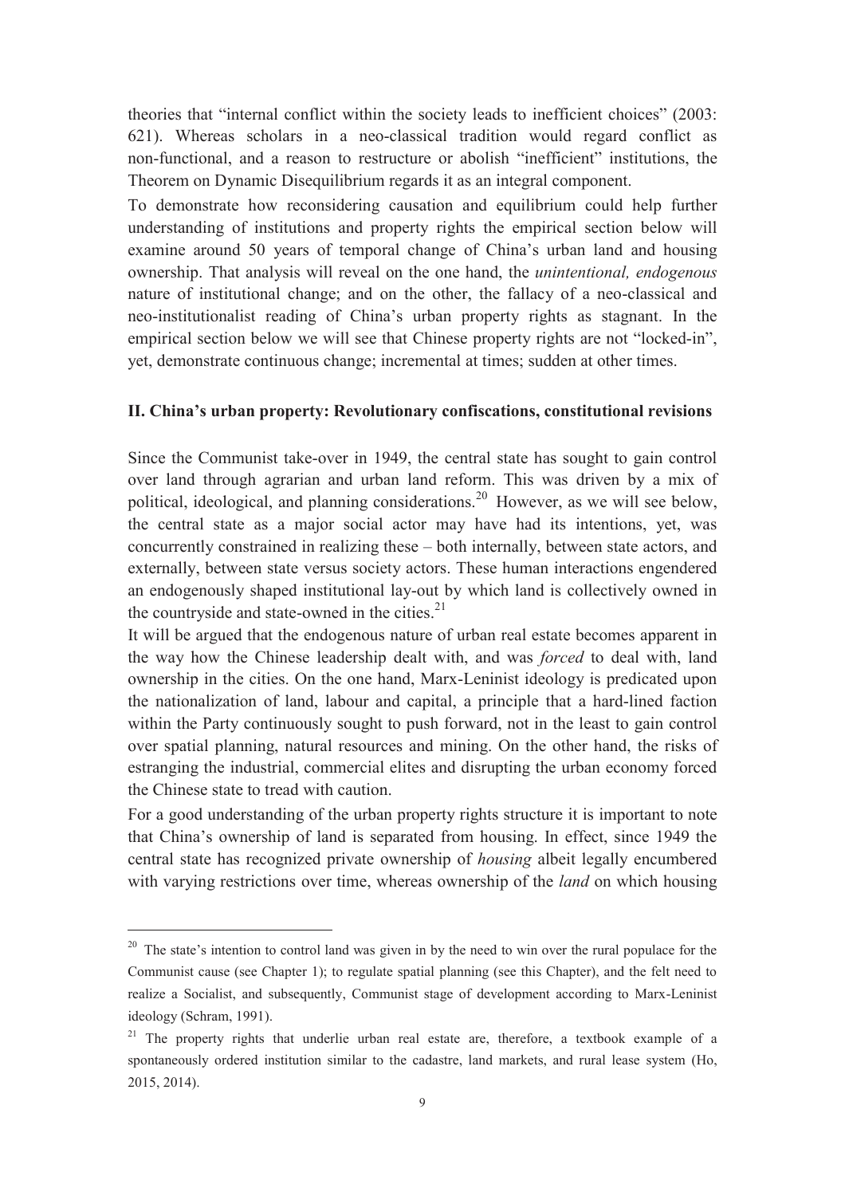theories that "internal conflict within the society leads to inefficient choices" (2003: 621). Whereas scholars in a neo-classical tradition would regard conflict as non-functional, and a reason to restructure or abolish "inefficient" institutions, the Theorem on Dynamic Disequilibrium regards it as an integral component.

To demonstrate how reconsidering causation and equilibrium could help further understanding of institutions and property rights the empirical section below will examine around 50 years of temporal change of China's urban land and housing ownership. That analysis will reveal on the one hand, the *unintentional, endogenous* nature of institutional change; and on the other, the fallacy of a neo-classical and neo-institutionalist reading of China's urban property rights as stagnant. In the empirical section below we will see that Chinese property rights are not "locked-in", yet, demonstrate continuous change; incremental at times; sudden at other times.

## II. China's urban property: Revolutionary confiscations, constitutional revisions

Since the Communist take-over in 1949, the central state has sought to gain control over land through agrarian and urban land reform. This was driven by a mix of political, ideological, and planning considerations.[20] However, as we will see below, the central state as a major social actor may have had its intentions, yet, was concurrently constrained in realizing these – both internally, between state actors, and externally, between state versus society actors. These human interactions engendered an endogenously shaped institutional lay-out by which land is collectively owned in the countryside and state-owned in the cities.[21]

It will be argued that the endogenous nature of urban real estate becomes apparent in the way how the Chinese leadership dealt with, and was *forced* to deal with, land ownership in the cities. On the one hand, Marx-Leninist ideology is predicated upon the nationalization of land, labour and capital, a principle that a hard-lined faction within the Party continuously sought to push forward, not in the least to gain control over spatial planning, natural resources and mining. On the other hand, the risks of estranging the industrial, commercial elites and disrupting the urban economy forced the Chinese state to tread with caution.

For a good understanding of the urban property rights structure it is important to note that China's ownership of land is separated from housing. In effect, since 1949 the central state has recognized private ownership of *housing* albeit legally encumbered with varying restrictions over time, whereas ownership of the *land* on which housing

---

[20] The state's intention to control land was given in by the need to win over the rural populace for the Communist cause (see Chapter 1); to regulate spatial planning (see this Chapter), and the felt need to realize a Socialist, and subsequently, Communist stage of development according to Marx-Leninist ideology (Schram, 1991).

[21] The property rights that underlie urban real estate are, therefore, a textbook example of a spontaneously ordered institution similar to the cadastre, land markets, and rural lease system (Ho, 2015, 2014).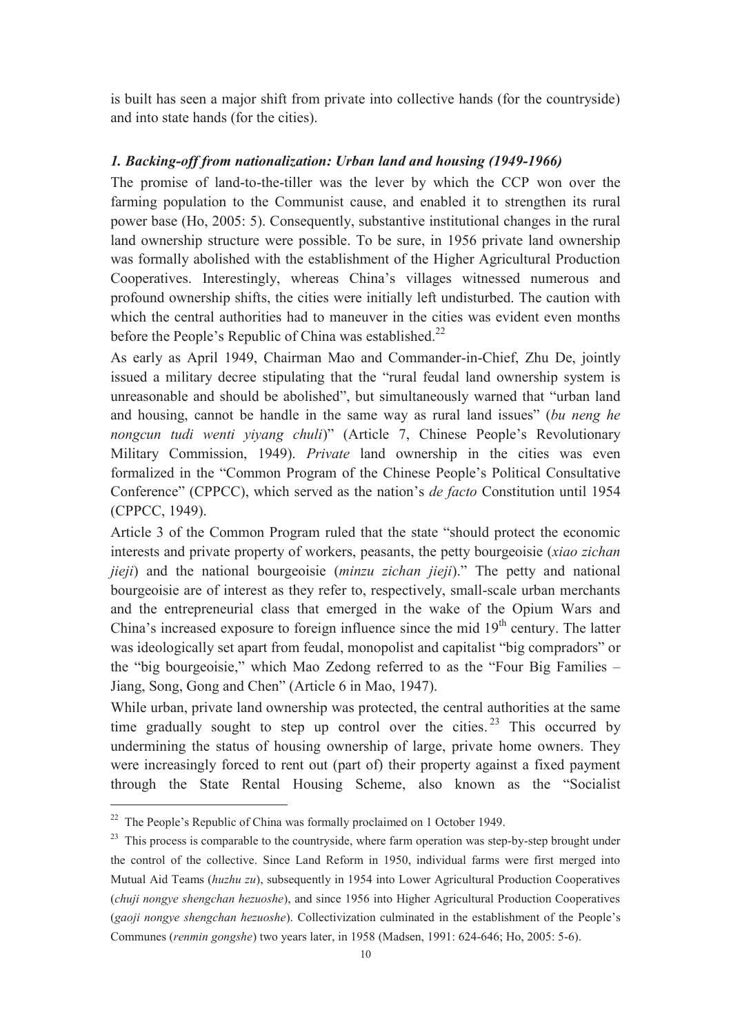is built has seen a major shift from private into collective hands (for the countryside) and into state hands (for the cities).

### *1. Backing-off from nationalization: Urban land and housing (1949-1966)*

The promise of land-to-the-tiller was the lever by which the CCP won over the farming population to the Communist cause, and enabled it to strengthen its rural power base (Ho, 2005: 5). Consequently, substantive institutional changes in the rural land ownership structure were possible. To be sure, in 1956 private land ownership was formally abolished with the establishment of the Higher Agricultural Production Cooperatives. Interestingly, whereas China's villages witnessed numerous and profound ownership shifts, the cities were initially left undisturbed. The caution with which the central authorities had to maneuver in the cities was evident even months before the People's Republic of China was established.[22]

As early as April 1949, Chairman Mao and Commander-in-Chief, Zhu De, jointly issued a military decree stipulating that the "rural feudal land ownership system is unreasonable and should be abolished", but simultaneously warned that "urban land and housing, cannot be handle in the same way as rural land issues" (*bu neng he nongcun tudi wenti yiyang chuli*)" (Article 7, Chinese People's Revolutionary Military Commission, 1949). *Private* land ownership in the cities was even formalized in the "Common Program of the Chinese People's Political Consultative Conference" (CPPCC), which served as the nation's *de facto* Constitution until 1954 (CPPCC, 1949).

Article 3 of the Common Program ruled that the state "should protect the economic interests and private property of workers, peasants, the petty bourgeoisie (*xiao zichan jieji*) and the national bourgeoisie (*minzu zichan jieji*)." The petty and national bourgeoisie are of interest as they refer to, respectively, small-scale urban merchants and the entrepreneurial class that emerged in the wake of the Opium Wars and China's increased exposure to foreign influence since the mid 19th century. The latter was ideologically set apart from feudal, monopolist and capitalist "big compradors" or the "big bourgeoisie," which Mao Zedong referred to as the "Four Big Families – Jiang, Song, Gong and Chen" (Article 6 in Mao, 1947).

While urban, private land ownership was protected, the central authorities at the same time gradually sought to step up control over the cities.[23] This occurred by undermining the status of housing ownership of large, private home owners. They were increasingly forced to rent out (part of) their property against a fixed payment through the State Rental Housing Scheme, also known as the "Socialist

---

[22] The People's Republic of China was formally proclaimed on 1 October 1949.

[23] This process is comparable to the countryside, where farm operation was step-by-step brought under the control of the collective. Since Land Reform in 1950, individual farms were first merged into Mutual Aid Teams (*huzhu zu*), subsequently in 1954 into Lower Agricultural Production Cooperatives (*chuji nongye shengchan hezuoshe*), and since 1956 into Higher Agricultural Production Cooperatives (*gaoji nongye shengchan hezuoshe*). Collectivization culminated in the establishment of the People's Communes (*renmin gongshe*) two years later, in 1958 (Madsen, 1991: 624-646; Ho, 2005: 5-6).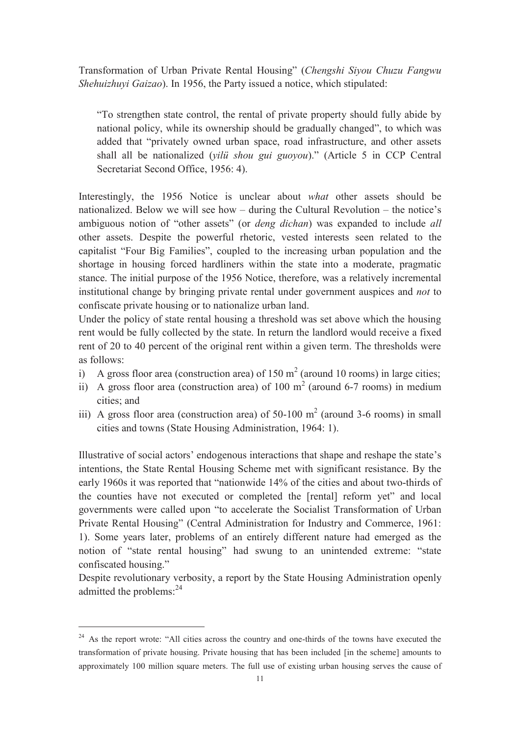Transformation of Urban Private Rental Housing" (*Chengshi Siyou Chuzu Fangwu Shehuizhuyi Gaizao*). In 1956, the Party issued a notice, which stipulated:

> "To strengthen state control, the rental of private property should fully abide by national policy, while its ownership should be gradually changed", to which was added that "privately owned urban space, road infrastructure, and other assets shall all be nationalized (*yilü shou gui guoyou*)." (Article 5 in CCP Central Secretariat Second Office, 1956: 4).

Interestingly, the 1956 Notice is unclear about *what* other assets should be nationalized. Below we will see how – during the Cultural Revolution – the notice's ambiguous notion of "other assets" (or *deng dichan*) was expanded to include *all* other assets. Despite the powerful rhetoric, vested interests seen related to the capitalist "Four Big Families", coupled to the increasing urban population and the shortage in housing forced hardliners within the state into a moderate, pragmatic stance. The initial purpose of the 1956 Notice, therefore, was a relatively incremental institutional change by bringing private rental under government auspices and *not* to confiscate private housing or to nationalize urban land.

Under the policy of state rental housing a threshold was set above which the housing rent would be fully collected by the state. In return the landlord would receive a fixed rent of 20 to 40 percent of the original rent within a given term. The thresholds were as follows:

i) A gross floor area (construction area) of 150 $m^2$ (around 10 rooms) in large cities;
ii) A gross floor area (construction area) of 100 $m^2$ (around 6-7 rooms) in medium cities; and
iii) A gross floor area (construction area) of 50-100 $m^2$ (around 3-6 rooms) in small cities and towns (State Housing Administration, 1964: 1).

Illustrative of social actors' endogenous interactions that shape and reshape the state's intentions, the State Rental Housing Scheme met with significant resistance. By the early 1960s it was reported that "nationwide 14% of the cities and about two-thirds of the counties have not executed or completed the [rental] reform yet" and local governments were called upon "to accelerate the Socialist Transformation of Urban Private Rental Housing" (Central Administration for Industry and Commerce, 1961: 1). Some years later, problems of an entirely different nature had emerged as the notion of "state rental housing" had swung to an unintended extreme: "state confiscated housing."

Despite revolutionary verbosity, a report by the State Housing Administration openly admitted the problems:[24]

[24] As the report wrote: "All cities across the country and one-thirds of the towns have executed the transformation of private housing. Private housing that has been included [in the scheme] amounts to approximately 100 million square meters. The full use of existing urban housing serves the cause of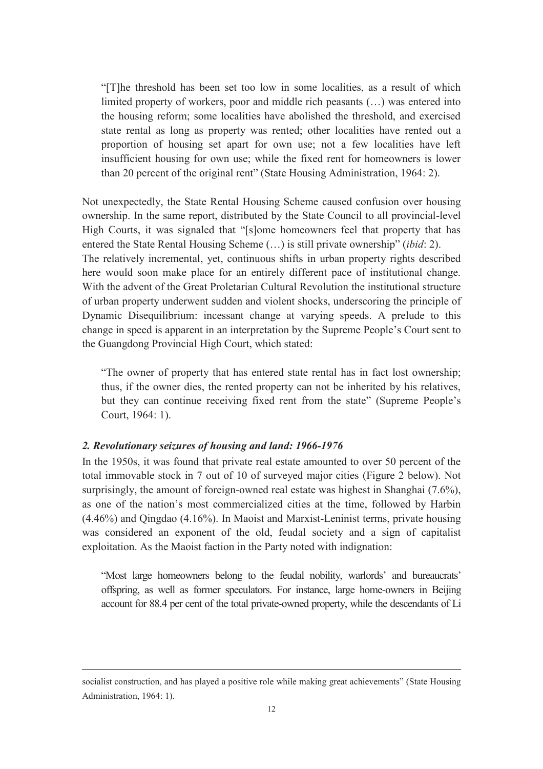> "[T]he threshold has been set too low in some localities, as a result of which limited property of workers, poor and middle rich peasants (…) was entered into the housing reform; some localities have abolished the threshold, and exercised state rental as long as property was rented; other localities have rented out a proportion of housing set apart for own use; not a few localities have left insufficient housing for own use; while the fixed rent for homeowners is lower than 20 percent of the original rent" (State Housing Administration, 1964: 2).

Not unexpectedly, the State Rental Housing Scheme caused confusion over housing ownership. In the same report, distributed by the State Council to all provincial-level High Courts, it was signaled that "[s]ome homeowners feel that property that has entered the State Rental Housing Scheme (…) is still private ownership" (*ibid*: 2).

The relatively incremental, yet, continuous shifts in urban property rights described here would soon make place for an entirely different pace of institutional change. With the advent of the Great Proletarian Cultural Revolution the institutional structure of urban property underwent sudden and violent shocks, underscoring the principle of Dynamic Disequilibrium: incessant change at varying speeds. A prelude to this change in speed is apparent in an interpretation by the Supreme People's Court sent to the Guangdong Provincial High Court, which stated:

> "The owner of property that has entered state rental has in fact lost ownership; thus, if the owner dies, the rented property can not be inherited by his relatives, but they can continue receiving fixed rent from the state" (Supreme People's Court, 1964: 1).

### *2. Revolutionary seizures of housing and land: 1966-1976*

In the 1950s, it was found that private real estate amounted to over 50 percent of the total immovable stock in 7 out of 10 of surveyed major cities (Figure 2 below). Not surprisingly, the amount of foreign-owned real estate was highest in Shanghai (7.6%), as one of the nation's most commercialized cities at the time, followed by Harbin (4.46%) and Qingdao (4.16%). In Maoist and Marxist-Leninist terms, private housing was considered an exponent of the old, feudal society and a sign of capitalist exploitation. As the Maoist faction in the Party noted with indignation:

> "Most large homeowners belong to the feudal nobility, warlords' and bureaucrats' offspring, as well as former speculators. For instance, large home-owners in Beijing account for 88.4 per cent of the total private-owned property, while the descendants of Li

---

socialist construction, and has played a positive role while making great achievements" (State Housing Administration, 1964: 1).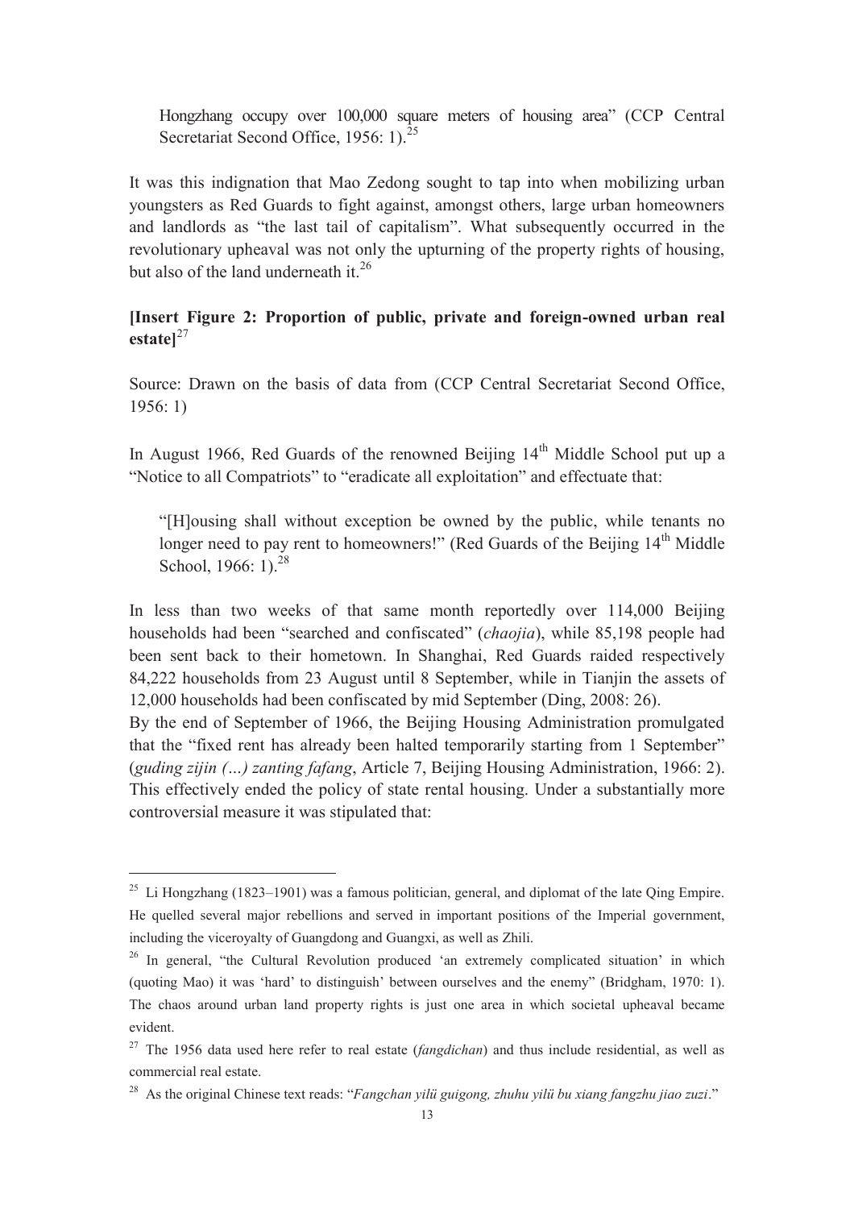> Hongzhang occupy over 100,000 square meters of housing area" (CCP Central Secretariat Second Office, 1956: 1).[25]

It was this indignation that Mao Zedong sought to tap into when mobilizing urban youngsters as Red Guards to fight against, amongst others, large urban homeowners and landlords as "the last tail of capitalism". What subsequently occurred in the revolutionary upheaval was not only the upturning of the property rights of housing, but also of the land underneath it.[26]

**[Insert Figure 2: Proportion of public, private and foreign-owned urban real estate]**[27]

Source: Drawn on the basis of data from (CCP Central Secretariat Second Office, 1956: 1)

In August 1966, Red Guards of the renowned Beijing 14th Middle School put up a "Notice to all Compatriots" to "eradicate all exploitation" and effectuate that:

> "[H]ousing shall without exception be owned by the public, while tenants no longer need to pay rent to homeowners!" (Red Guards of the Beijing 14th Middle School, 1966: 1).[28]

In less than two weeks of that same month reportedly over 114,000 Beijing households had been "searched and confiscated" (*chaojia*), while 85,198 people had been sent back to their hometown. In Shanghai, Red Guards raided respectively 84,222 households from 23 August until 8 September, while in Tianjin the assets of 12,000 households had been confiscated by mid September (Ding, 2008: 26).

By the end of September of 1966, the Beijing Housing Administration promulgated that the "fixed rent has already been halted temporarily starting from 1 September" (*guding zijin (…) zanting fafang*, Article 7, Beijing Housing Administration, 1966: 2). This effectively ended the policy of state rental housing. Under a substantially more controversial measure it was stipulated that:

---

[25] Li Hongzhang (1823–1901) was a famous politician, general, and diplomat of the late Qing Empire. He quelled several major rebellions and served in important positions of the Imperial government, including the viceroyalty of Guangdong and Guangxi, as well as Zhili.

[26] In general, "the Cultural Revolution produced 'an extremely complicated situation' in which (quoting Mao) it was 'hard' to distinguish' between ourselves and the enemy" (Bridgham, 1970: 1). The chaos around urban land property rights is just one area in which societal upheaval became evident.

[27] The 1956 data used here refer to real estate (*fangdichan*) and thus include residential, as well as commercial real estate.

[28] As the original Chinese text reads: "*Fangchan yilü guigong, zhuhu yilü bu xiang fangzhu jiao zuzi*."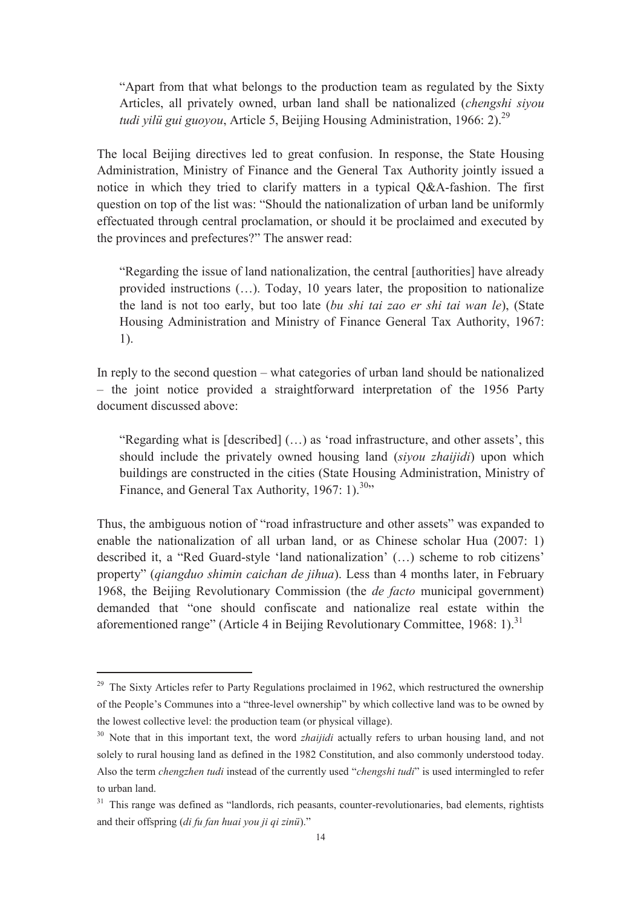> "Apart from that what belongs to the production team as regulated by the Sixty Articles, all privately owned, urban land shall be nationalized (*chengshi siyou tudi yilü gui guoyou*, Article 5, Beijing Housing Administration, 1966: 2).[29]

The local Beijing directives led to great confusion. In response, the State Housing Administration, Ministry of Finance and the General Tax Authority jointly issued a notice in which they tried to clarify matters in a typical Q&A-fashion. The first question on top of the list was: "Should the nationalization of urban land be uniformly effectuated through central proclamation, or should it be proclaimed and executed by the provinces and prefectures?" The answer read:

> "Regarding the issue of land nationalization, the central [authorities] have already provided instructions (…). Today, 10 years later, the proposition to nationalize the land is not too early, but too late (*bu shi tai zao er shi tai wan le*), (State Housing Administration and Ministry of Finance General Tax Authority, 1967: 1).

In reply to the second question – what categories of urban land should be nationalized – the joint notice provided a straightforward interpretation of the 1956 Party document discussed above:

> "Regarding what is [described] (…) as 'road infrastructure, and other assets', this should include the privately owned housing land (*siyou zhaijidi*) upon which buildings are constructed in the cities (State Housing Administration, Ministry of Finance, and General Tax Authority, 1967: 1).[30]"

Thus, the ambiguous notion of "road infrastructure and other assets" was expanded to enable the nationalization of all urban land, or as Chinese scholar Hua (2007: 1) described it, a "Red Guard-style 'land nationalization' (…) scheme to rob citizens' property" (*qiangduo shimin caichan de jihua*). Less than 4 months later, in February 1968, the Beijing Revolutionary Commission (the *de facto* municipal government) demanded that "one should confiscate and nationalize real estate within the aforementioned range" (Article 4 in Beijing Revolutionary Committee, 1968: 1).[31]

---

[29] The Sixty Articles refer to Party Regulations proclaimed in 1962, which restructured the ownership of the People's Communes into a "three-level ownership" by which collective land was to be owned by the lowest collective level: the production team (or physical village).

[30] Note that in this important text, the word *zhaijidi* actually refers to urban housing land, and not solely to rural housing land as defined in the 1982 Constitution, and also commonly understood today. Also the term *chengzhen tudi* instead of the currently used "*chengshi tudi*" is used intermingled to refer to urban land.

[31] This range was defined as "landlords, rich peasants, counter-revolutionaries, bad elements, rightists and their offspring (*di fu fan huai you ji qi zinü*)."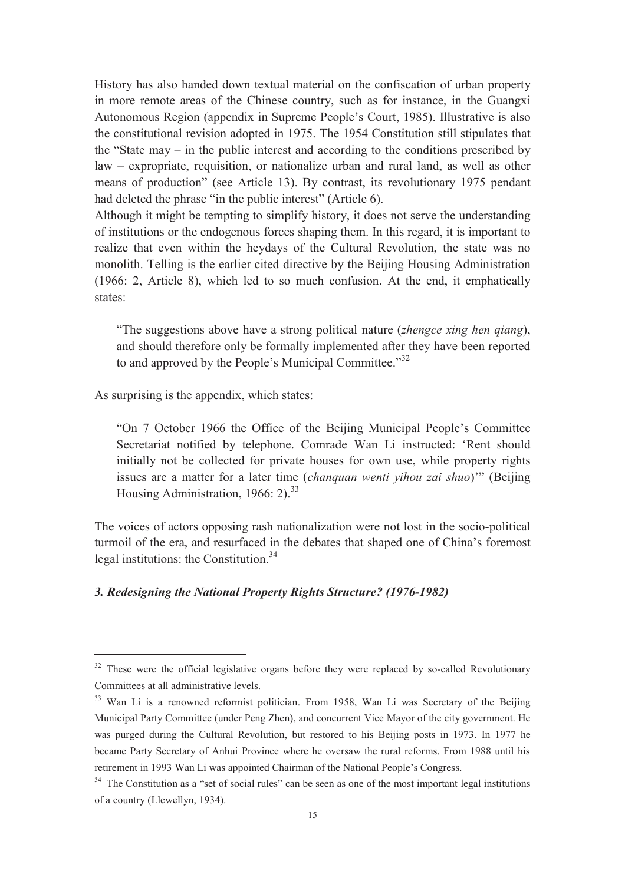History has also handed down textual material on the confiscation of urban property in more remote areas of the Chinese country, such as for instance, in the Guangxi Autonomous Region (appendix in Supreme People's Court, 1985). Illustrative is also the constitutional revision adopted in 1975. The 1954 Constitution still stipulates that the "State may – in the public interest and according to the conditions prescribed by law – expropriate, requisition, or nationalize urban and rural land, as well as other means of production" (see Article 13). By contrast, its revolutionary 1975 pendant had deleted the phrase "in the public interest" (Article 6).

Although it might be tempting to simplify history, it does not serve the understanding of institutions or the endogenous forces shaping them. In this regard, it is important to realize that even within the heydays of the Cultural Revolution, the state was no monolith. Telling is the earlier cited directive by the Beijing Housing Administration (1966: 2, Article 8), which led to so much confusion. At the end, it emphatically states:

> "The suggestions above have a strong political nature (*zhengce xing hen qiang*), and should therefore only be formally implemented after they have been reported to and approved by the People's Municipal Committee."[32]

As surprising is the appendix, which states:

> "On 7 October 1966 the Office of the Beijing Municipal People's Committee Secretariat notified by telephone. Comrade Wan Li instructed: 'Rent should initially not be collected for private houses for own use, while property rights issues are a matter for a later time (*chanquan wenti yihou zai shuo*)'" (Beijing Housing Administration, 1966: 2).[33]

The voices of actors opposing rash nationalization were not lost in the socio-political turmoil of the era, and resurfaced in the debates that shaped one of China's foremost legal institutions: the Constitution.[34]

### *3. Redesigning the National Property Rights Structure? (1976-1982)*

---

[32] These were the official legislative organs before they were replaced by so-called Revolutionary Committees at all administrative levels.

[33] Wan Li is a renowned reformist politician. From 1958, Wan Li was Secretary of the Beijing Municipal Party Committee (under Peng Zhen), and concurrent Vice Mayor of the city government. He was purged during the Cultural Revolution, but restored to his Beijing posts in 1973. In 1977 he became Party Secretary of Anhui Province where he oversaw the rural reforms. From 1988 until his retirement in 1993 Wan Li was appointed Chairman of the National People's Congress.

[34] The Constitution as a "set of social rules" can be seen as one of the most important legal institutions of a country (Llewellyn, 1934).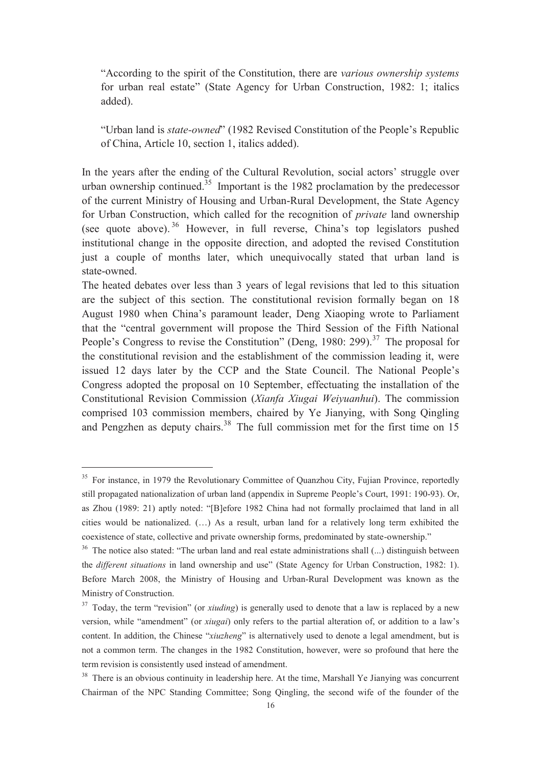> "According to the spirit of the Constitution, there are *various ownership systems* for urban real estate" (State Agency for Urban Construction, 1982: 1; italics added).
>
> "Urban land is *state-owned*" (1982 Revised Constitution of the People's Republic of China, Article 10, section 1, italics added).

In the years after the ending of the Cultural Revolution, social actors' struggle over urban ownership continued.[35] Important is the 1982 proclamation by the predecessor of the current Ministry of Housing and Urban-Rural Development, the State Agency for Urban Construction, which called for the recognition of *private* land ownership (see quote above).[36] However, in full reverse, China's top legislators pushed institutional change in the opposite direction, and adopted the revised Constitution just a couple of months later, which unequivocally stated that urban land is state-owned.

The heated debates over less than 3 years of legal revisions that led to this situation are the subject of this section. The constitutional revision formally began on 18 August 1980 when China's paramount leader, Deng Xiaoping wrote to Parliament that the "central government will propose the Third Session of the Fifth National People's Congress to revise the Constitution" (Deng, 1980: 299).[37] The proposal for the constitutional revision and the establishment of the commission leading it, were issued 12 days later by the CCP and the State Council. The National People's Congress adopted the proposal on 10 September, effectuating the installation of the Constitutional Revision Commission (*Xianfa Xiugai Weiyuanhui*). The commission comprised 103 commission members, chaired by Ye Jianying, with Song Qingling and Pengzhen as deputy chairs.[38] The full commission met for the first time on 15

---

[35] For instance, in 1979 the Revolutionary Committee of Quanzhou City, Fujian Province, reportedly still propagated nationalization of urban land (appendix in Supreme People's Court, 1991: 190-93). Or, as Zhou (1989: 21) aptly noted: "[B]efore 1982 China had not formally proclaimed that land in all cities would be nationalized. (…) As a result, urban land for a relatively long term exhibited the coexistence of state, collective and private ownership forms, predominated by state-ownership."

[36] The notice also stated: "The urban land and real estate administrations shall (...) distinguish between the *different situations* in land ownership and use" (State Agency for Urban Construction, 1982: 1). Before March 2008, the Ministry of Housing and Urban-Rural Development was known as the Ministry of Construction.

[37] Today, the term "revision" (or *xiuding*) is generally used to denote that a law is replaced by a new version, while "amendment" (or *xiugai*) only refers to the partial alteration of, or addition to a law's content. In addition, the Chinese "*xiuzheng*" is alternatively used to denote a legal amendment, but is not a common term. The changes in the 1982 Constitution, however, were so profound that here the term revision is consistently used instead of amendment.

[38] There is an obvious continuity in leadership here. At the time, Marshall Ye Jianying was concurrent Chairman of the NPC Standing Committee; Song Qingling, the second wife of the founder of the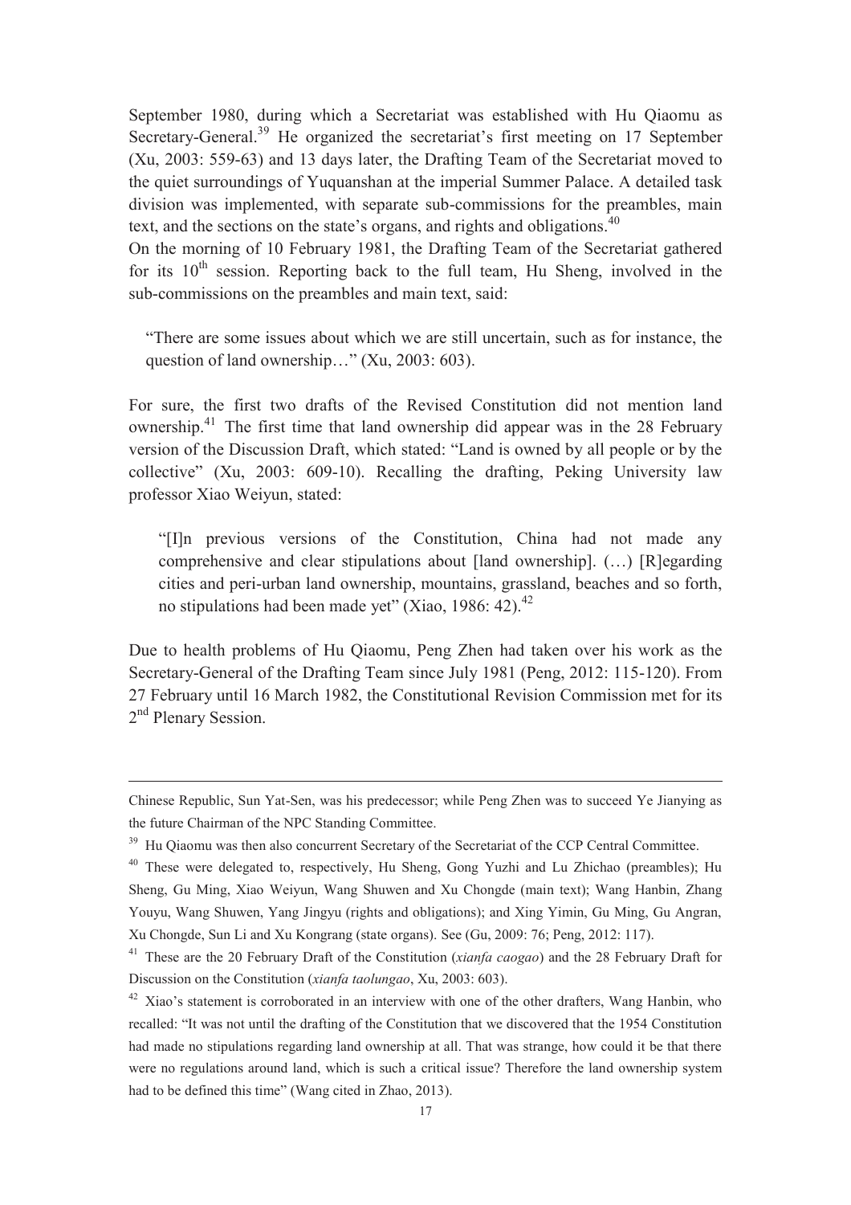September 1980, during which a Secretariat was established with Hu Qiaomu as Secretary-General.[39] He organized the secretariat's first meeting on 17 September (Xu, 2003: 559-63) and 13 days later, the Drafting Team of the Secretariat moved to the quiet surroundings of Yuquanshan at the imperial Summer Palace. A detailed task division was implemented, with separate sub-commissions for the preambles, main text, and the sections on the state's organs, and rights and obligations.[40]

On the morning of 10 February 1981, the Drafting Team of the Secretariat gathered for its 10th session. Reporting back to the full team, Hu Sheng, involved in the sub-commissions on the preambles and main text, said:

> "There are some issues about which we are still uncertain, such as for instance, the question of land ownership…" (Xu, 2003: 603).

For sure, the first two drafts of the Revised Constitution did not mention land ownership.[41] The first time that land ownership did appear was in the 28 February version of the Discussion Draft, which stated: "Land is owned by all people or by the collective" (Xu, 2003: 609-10). Recalling the drafting, Peking University law professor Xiao Weiyun, stated:

> "[I]n previous versions of the Constitution, China had not made any comprehensive and clear stipulations about [land ownership]. (…) [R]egarding cities and peri-urban land ownership, mountains, grassland, beaches and so forth, no stipulations had been made yet" (Xiao, 1986: 42).[42]

Due to health problems of Hu Qiaomu, Peng Zhen had taken over his work as the Secretary-General of the Drafting Team since July 1981 (Peng, 2012: 115-120). From 27 February until 16 March 1982, the Constitutional Revision Commission met for its 2nd Plenary Session.

---

Chinese Republic, Sun Yat-Sen, was his predecessor; while Peng Zhen was to succeed Ye Jianying as the future Chairman of the NPC Standing Committee.

[39] Hu Qiaomu was then also concurrent Secretary of the Secretariat of the CCP Central Committee.

[40] These were delegated to, respectively, Hu Sheng, Gong Yuzhi and Lu Zhichao (preambles); Hu Sheng, Gu Ming, Xiao Weiyun, Wang Shuwen and Xu Chongde (main text); Wang Hanbin, Zhang Youyu, Wang Shuwen, Yang Jingyu (rights and obligations); and Xing Yimin, Gu Ming, Gu Angran, Xu Chongde, Sun Li and Xu Kongrang (state organs). See (Gu, 2009: 76; Peng, 2012: 117).

[41] These are the 20 February Draft of the Constitution (*xianfa caogao*) and the 28 February Draft for Discussion on the Constitution (*xianfa taolungao*, Xu, 2003: 603).

[42] Xiao's statement is corroborated in an interview with one of the other drafters, Wang Hanbin, who recalled: "It was not until the drafting of the Constitution that we discovered that the 1954 Constitution had made no stipulations regarding land ownership at all. That was strange, how could it be that there were no regulations around land, which is such a critical issue? Therefore the land ownership system had to be defined this time" (Wang cited in Zhao, 2013).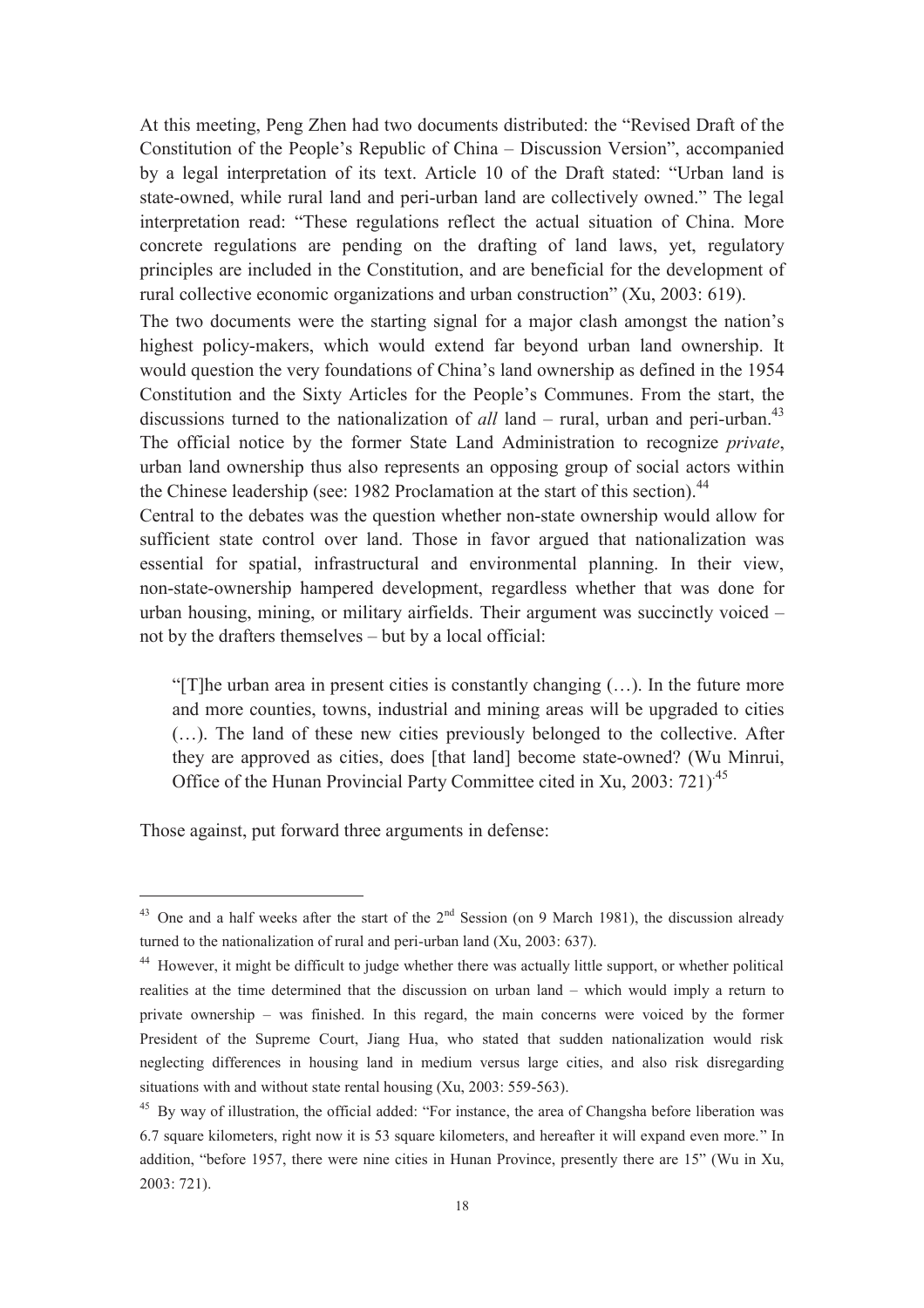At this meeting, Peng Zhen had two documents distributed: the "Revised Draft of the Constitution of the People's Republic of China – Discussion Version", accompanied by a legal interpretation of its text. Article 10 of the Draft stated: "Urban land is state-owned, while rural land and peri-urban land are collectively owned." The legal interpretation read: "These regulations reflect the actual situation of China. More concrete regulations are pending on the drafting of land laws, yet, regulatory principles are included in the Constitution, and are beneficial for the development of rural collective economic organizations and urban construction" (Xu, 2003: 619).

The two documents were the starting signal for a major clash amongst the nation's highest policy-makers, which would extend far beyond urban land ownership. It would question the very foundations of China's land ownership as defined in the 1954 Constitution and the Sixty Articles for the People's Communes. From the start, the discussions turned to the nationalization of *all* land – rural, urban and peri-urban.[43] The official notice by the former State Land Administration to recognize *private*, urban land ownership thus also represents an opposing group of social actors within the Chinese leadership (see: 1982 Proclamation at the start of this section).[44]

Central to the debates was the question whether non-state ownership would allow for sufficient state control over land. Those in favor argued that nationalization was essential for spatial, infrastructural and environmental planning. In their view, non-state-ownership hampered development, regardless whether that was done for urban housing, mining, or military airfields. Their argument was succinctly voiced – not by the drafters themselves – but by a local official:

> "[T]he urban area in present cities is constantly changing (…). In the future more and more counties, towns, industrial and mining areas will be upgraded to cities (…). The land of these new cities previously belonged to the collective. After they are approved as cities, does [that land] become state-owned? (Wu Minrui, Office of the Hunan Provincial Party Committee cited in Xu, 2003: 721)[45]

Those against, put forward three arguments in defense:

---

[43] One and a half weeks after the start of the 2nd Session (on 9 March 1981), the discussion already turned to the nationalization of rural and peri-urban land (Xu, 2003: 637).

[44] However, it might be difficult to judge whether there was actually little support, or whether political realities at the time determined that the discussion on urban land – which would imply a return to private ownership – was finished. In this regard, the main concerns were voiced by the former President of the Supreme Court, Jiang Hua, who stated that sudden nationalization would risk neglecting differences in housing land in medium versus large cities, and also risk disregarding situations with and without state rental housing (Xu, 2003: 559-563).

[45] By way of illustration, the official added: "For instance, the area of Changsha before liberation was 6.7 square kilometers, right now it is 53 square kilometers, and hereafter it will expand even more." In addition, "before 1957, there were nine cities in Hunan Province, presently there are 15" (Wu in Xu, 2003: 721).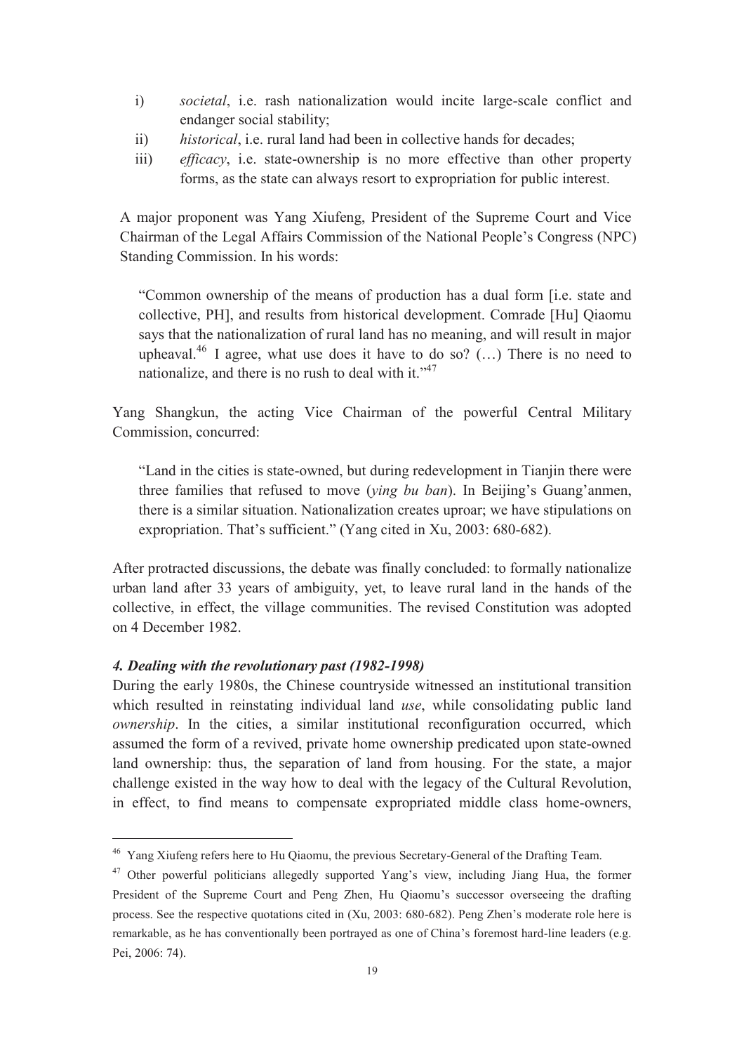i) *societal*, i.e. rash nationalization would incite large-scale conflict and endanger social stability;
ii) *historical*, i.e. rural land had been in collective hands for decades;
iii) *efficacy*, i.e. state-ownership is no more effective than other property forms, as the state can always resort to expropriation for public interest.

A major proponent was Yang Xiufeng, President of the Supreme Court and Vice Chairman of the Legal Affairs Commission of the National People's Congress (NPC) Standing Commission. In his words:

> "Common ownership of the means of production has a dual form [i.e. state and collective, PH], and results from historical development. Comrade [Hu] Qiaomu says that the nationalization of rural land has no meaning, and will result in major upheaval.[46] I agree, what use does it have to do so? (…) There is no need to nationalize, and there is no rush to deal with it."[47]

Yang Shangkun, the acting Vice Chairman of the powerful Central Military Commission, concurred:

> "Land in the cities is state-owned, but during redevelopment in Tianjin there were three families that refused to move (*ying bu ban*). In Beijing's Guang'anmen, there is a similar situation. Nationalization creates uproar; we have stipulations on expropriation. That's sufficient." (Yang cited in Xu, 2003: 680-682).

After protracted discussions, the debate was finally concluded: to formally nationalize urban land after 33 years of ambiguity, yet, to leave rural land in the hands of the collective, in effect, the village communities. The revised Constitution was adopted on 4 December 1982.

### *4. Dealing with the revolutionary past (1982-1998)*

During the early 1980s, the Chinese countryside witnessed an institutional transition which resulted in reinstating individual land *use*, while consolidating public land *ownership*. In the cities, a similar institutional reconfiguration occurred, which assumed the form of a revived, private home ownership predicated upon state-owned land ownership: thus, the separation of land from housing. For the state, a major challenge existed in the way how to deal with the legacy of the Cultural Revolution, in effect, to find means to compensate expropriated middle class home-owners,

---

[46] Yang Xiufeng refers here to Hu Qiaomu, the previous Secretary-General of the Drafting Team.

[47] Other powerful politicians allegedly supported Yang's view, including Jiang Hua, the former President of the Supreme Court and Peng Zhen, Hu Qiaomu's successor overseeing the drafting process. See the respective quotations cited in (Xu, 2003: 680-682). Peng Zhen's moderate role here is remarkable, as he has conventionally been portrayed as one of China's foremost hard-line leaders (e.g. Pei, 2006: 74).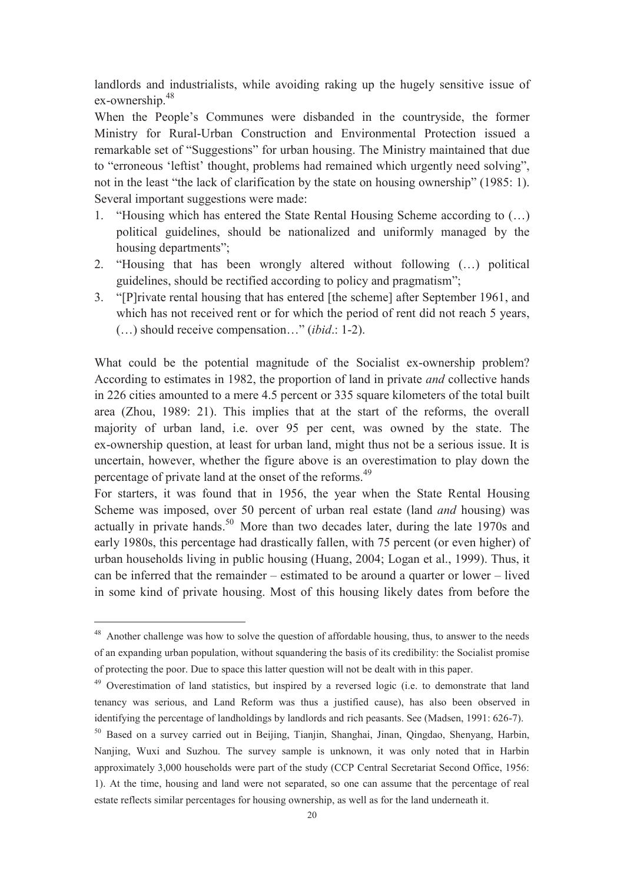landlords and industrialists, while avoiding raking up the hugely sensitive issue of ex-ownership.[48]

When the People's Communes were disbanded in the countryside, the former Ministry for Rural-Urban Construction and Environmental Protection issued a remarkable set of "Suggestions" for urban housing. The Ministry maintained that due to "erroneous 'leftist' thought, problems had remained which urgently need solving", not in the least "the lack of clarification by the state on housing ownership" (1985: 1). Several important suggestions were made:

1. "Housing which has entered the State Rental Housing Scheme according to (…) political guidelines, should be nationalized and uniformly managed by the housing departments";
2. "Housing that has been wrongly altered without following (…) political guidelines, should be rectified according to policy and pragmatism";
3. "[P]rivate rental housing that has entered [the scheme] after September 1961, and which has not received rent or for which the period of rent did not reach 5 years, (…) should receive compensation…" (*ibid*.: 1-2).

What could be the potential magnitude of the Socialist ex-ownership problem? According to estimates in 1982, the proportion of land in private *and* collective hands in 226 cities amounted to a mere 4.5 percent or 335 square kilometers of the total built area (Zhou, 1989: 21). This implies that at the start of the reforms, the overall majority of urban land, i.e. over 95 per cent, was owned by the state. The ex-ownership question, at least for urban land, might thus not be a serious issue. It is uncertain, however, whether the figure above is an overestimation to play down the percentage of private land at the onset of the reforms.[49]

For starters, it was found that in 1956, the year when the State Rental Housing Scheme was imposed, over 50 percent of urban real estate (land *and* housing) was actually in private hands.[50] More than two decades later, during the late 1970s and early 1980s, this percentage had drastically fallen, with 75 percent (or even higher) of urban households living in public housing (Huang, 2004; Logan et al., 1999). Thus, it can be inferred that the remainder – estimated to be around a quarter or lower – lived in some kind of private housing. Most of this housing likely dates from before the

---

[48] Another challenge was how to solve the question of affordable housing, thus, to answer to the needs of an expanding urban population, without squandering the basis of its credibility: the Socialist promise of protecting the poor. Due to space this latter question will not be dealt with in this paper.

[49] Overestimation of land statistics, but inspired by a reversed logic (i.e. to demonstrate that land tenancy was serious, and Land Reform was thus a justified cause), has also been observed in identifying the percentage of landholdings by landlords and rich peasants. See (Madsen, 1991: 626-7).

[50] Based on a survey carried out in Beijing, Tianjin, Shanghai, Jinan, Qingdao, Shenyang, Harbin, Nanjing, Wuxi and Suzhou. The survey sample is unknown, it was only noted that in Harbin approximately 3,000 households were part of the study (CCP Central Secretariat Second Office, 1956: 1). At the time, housing and land were not separated, so one can assume that the percentage of real estate reflects similar percentages for housing ownership, as well as for the land underneath it.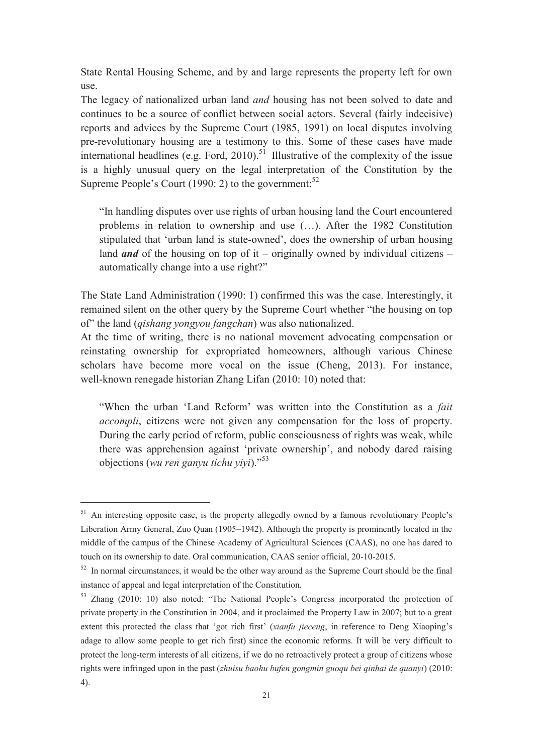State Rental Housing Scheme, and by and large represents the property left for own use.

The legacy of nationalized urban land *and* housing has not been solved to date and continues to be a source of conflict between social actors. Several (fairly indecisive) reports and advices by the Supreme Court (1985, 1991) on local disputes involving pre-revolutionary housing are a testimony to this. Some of these cases have made international headlines (e.g. Ford, 2010).[51] Illustrative of the complexity of the issue is a highly unusual query on the legal interpretation of the Constitution by the Supreme People's Court (1990: 2) to the government:[52]

> "In handling disputes over use rights of urban housing land the Court encountered problems in relation to ownership and use (…). After the 1982 Constitution stipulated that 'urban land is state-owned', does the ownership of urban housing land ***and*** of the housing on top of it – originally owned by individual citizens – automatically change into a use right?"

The State Land Administration (1990: 1) confirmed this was the case. Interestingly, it remained silent on the other query by the Supreme Court whether "the housing on top of" the land (*qishang yongyou fangchan*) was also nationalized.

At the time of writing, there is no national movement advocating compensation or reinstating ownership for expropriated homeowners, although various Chinese scholars have become more vocal on the issue (Cheng, 2013). For instance, well-known renegade historian Zhang Lifan (2010: 10) noted that:

> "When the urban 'Land Reform' was written into the Constitution as a *fait accompli*, citizens were not given any compensation for the loss of property. During the early period of reform, public consciousness of rights was weak, while there was apprehension against 'private ownership', and nobody dared raising objections (*wu ren ganyu tichu yiyi*)."[53]

---

[51] An interesting opposite case, is the property allegedly owned by a famous revolutionary People's Liberation Army General, Zuo Quan (1905–1942). Although the property is prominently located in the middle of the campus of the Chinese Academy of Agricultural Sciences (CAAS), no one has dared to touch on its ownership to date. Oral communication, CAAS senior official, 20-10-2015.

[52] In normal circumstances, it would be the other way around as the Supreme Court should be the final instance of appeal and legal interpretation of the Constitution.

[53] Zhang (2010: 10) also noted: "The National People's Congress incorporated the protection of private property in the Constitution in 2004, and it proclaimed the Property Law in 2007; but to a great extent this protected the class that 'got rich first' (*xianfu jieceng*, in reference to Deng Xiaoping's adage to allow some people to get rich first) since the economic reforms. It will be very difficult to protect the long-term interests of all citizens, if we do no retroactively protect a group of citizens whose rights were infringed upon in the past (*zhuisu baohu bufen gongmin guoqu bei qinhai de quanyi*) (2010: 4).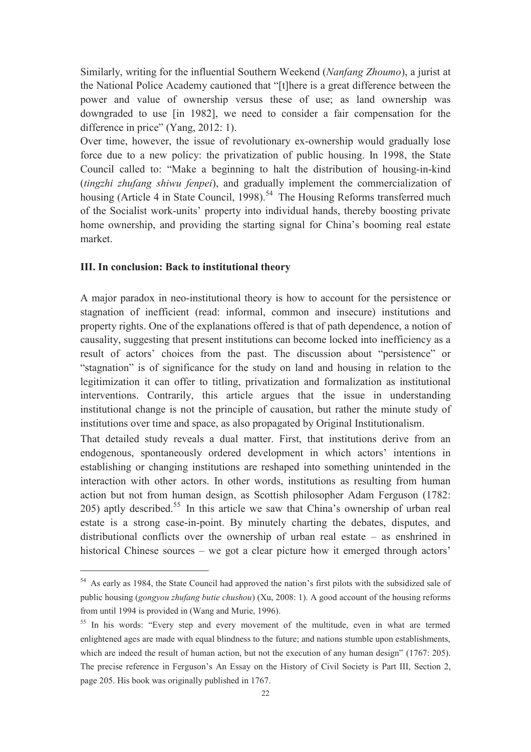Similarly, writing for the influential Southern Weekend (*Nanfang Zhoumo*), a jurist at the National Police Academy cautioned that "[t]here is a great difference between the power and value of ownership versus these of use; as land ownership was downgraded to use [in 1982], we need to consider a fair compensation for the difference in price" (Yang, 2012: 1).

Over time, however, the issue of revolutionary ex-ownership would gradually lose force due to a new policy: the privatization of public housing. In 1998, the State Council called to: "Make a beginning to halt the distribution of housing-in-kind (*tingzhi zhufang shiwu fenpei*), and gradually implement the commercialization of housing (Article 4 in State Council, 1998).[54] The Housing Reforms transferred much of the Socialist work-units' property into individual hands, thereby boosting private home ownership, and providing the starting signal for China's booming real estate market.

## III. In conclusion: Back to institutional theory

A major paradox in neo-institutional theory is how to account for the persistence or stagnation of inefficient (read: informal, common and insecure) institutions and property rights. One of the explanations offered is that of path dependence, a notion of causality, suggesting that present institutions can become locked into inefficiency as a result of actors' choices from the past. The discussion about "persistence" or "stagnation" is of significance for the study on land and housing in relation to the legitimization it can offer to titling, privatization and formalization as institutional interventions. Contrarily, this article argues that the issue in understanding institutional change is not the principle of causation, but rather the minute study of institutions over time and space, as also propagated by Original Institutionalism.

That detailed study reveals a dual matter. First, that institutions derive from an endogenous, spontaneously ordered development in which actors' intentions in establishing or changing institutions are reshaped into something unintended in the interaction with other actors. In other words, institutions as resulting from human action but not from human design, as Scottish philosopher Adam Ferguson (1782: 205) aptly described.[55] In this article we saw that China's ownership of urban real estate is a strong case-in-point. By minutely charting the debates, disputes, and distributional conflicts over the ownership of urban real estate – as enshrined in historical Chinese sources – we got a clear picture how it emerged through actors'

---

[54] As early as 1984, the State Council had approved the nation's first pilots with the subsidized sale of public housing (*gongyou zhufang butie chushou*) (Xu, 2008: 1). A good account of the housing reforms from until 1994 is provided in (Wang and Murie, 1996).

[55] In his words: "Every step and every movement of the multitude, even in what are termed enlightened ages are made with equal blindness to the future; and nations stumble upon establishments, which are indeed the result of human action, but not the execution of any human design" (1767: 205). The precise reference in Ferguson's An Essay on the History of Civil Society is Part III, Section 2, page 205. His book was originally published in 1767.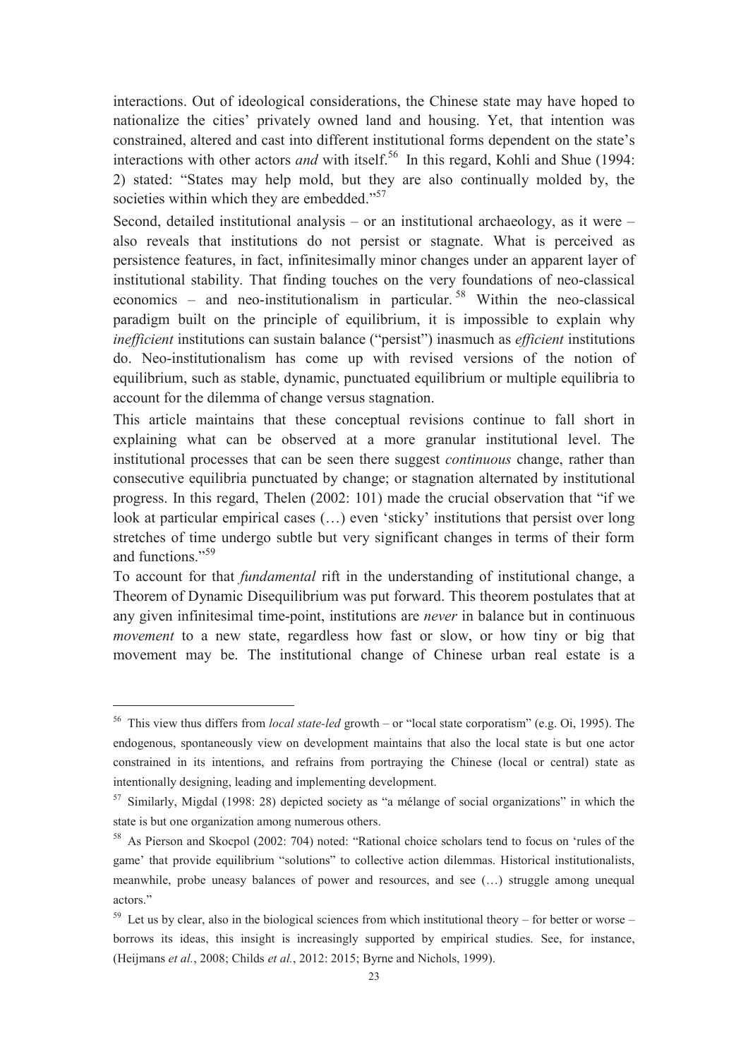interactions. Out of ideological considerations, the Chinese state may have hoped to nationalize the cities' privately owned land and housing. Yet, that intention was constrained, altered and cast into different institutional forms dependent on the state's interactions with other actors *and* with itself.[56] In this regard, Kohli and Shue (1994: 2) stated: "States may help mold, but they are also continually molded by, the societies within which they are embedded."[57]

Second, detailed institutional analysis – or an institutional archaeology, as it were – also reveals that institutions do not persist or stagnate. What is perceived as persistence features, in fact, infinitesimally minor changes under an apparent layer of institutional stability. That finding touches on the very foundations of neo-classical economics – and neo-institutionalism in particular.[58] Within the neo-classical paradigm built on the principle of equilibrium, it is impossible to explain why *inefficient* institutions can sustain balance ("persist") inasmuch as *efficient* institutions do. Neo-institutionalism has come up with revised versions of the notion of equilibrium, such as stable, dynamic, punctuated equilibrium or multiple equilibria to account for the dilemma of change versus stagnation.

This article maintains that these conceptual revisions continue to fall short in explaining what can be observed at a more granular institutional level. The institutional processes that can be seen there suggest *continuous* change, rather than consecutive equilibria punctuated by change; or stagnation alternated by institutional progress. In this regard, Thelen (2002: 101) made the crucial observation that "if we look at particular empirical cases (…) even 'sticky' institutions that persist over long stretches of time undergo subtle but very significant changes in terms of their form and functions."[59]

To account for that *fundamental* rift in the understanding of institutional change, a Theorem of Dynamic Disequilibrium was put forward. This theorem postulates that at any given infinitesimal time-point, institutions are *never* in balance but in continuous *movement* to a new state, regardless how fast or slow, or how tiny or big that movement may be. The institutional change of Chinese urban real estate is a

---

[56] This view thus differs from *local state-led* growth – or "local state corporatism" (e.g. Oi, 1995). The endogenous, spontaneously view on development maintains that also the local state is but one actor constrained in its intentions, and refrains from portraying the Chinese (local or central) state as intentionally designing, leading and implementing development.

[57] Similarly, Migdal (1998: 28) depicted society as "a mélange of social organizations" in which the state is but one organization among numerous others.

[58] As Pierson and Skocpol (2002: 704) noted: "Rational choice scholars tend to focus on 'rules of the game' that provide equilibrium "solutions" to collective action dilemmas. Historical institutionalists, meanwhile, probe uneasy balances of power and resources, and see (…) struggle among unequal actors."

[59] Let us by clear, also in the biological sciences from which institutional theory – for better or worse – borrows its ideas, this insight is increasingly supported by empirical studies. See, for instance, (Heijmans *et al.*, 2008; Childs *et al.*, 2012: 2015; Byrne and Nichols, 1999).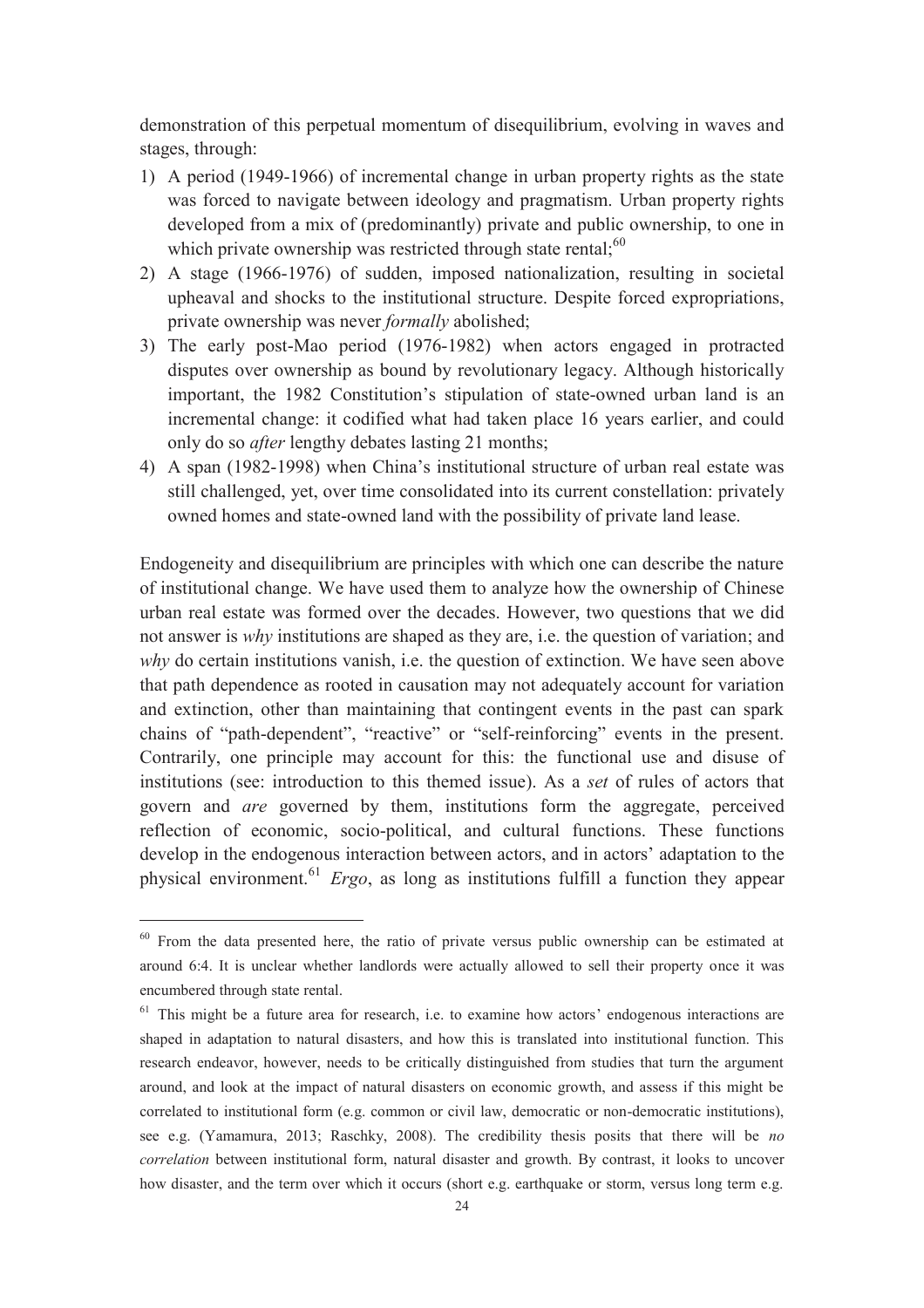demonstration of this perpetual momentum of disequilibrium, evolving in waves and stages, through:

1) A period (1949-1966) of incremental change in urban property rights as the state was forced to navigate between ideology and pragmatism. Urban property rights developed from a mix of (predominantly) private and public ownership, to one in which private ownership was restricted through state rental;[60]
2) A stage (1966-1976) of sudden, imposed nationalization, resulting in societal upheaval and shocks to the institutional structure. Despite forced expropriations, private ownership was never *formally* abolished;
3) The early post-Mao period (1976-1982) when actors engaged in protracted disputes over ownership as bound by revolutionary legacy. Although historically important, the 1982 Constitution's stipulation of state-owned urban land is an incremental change: it codified what had taken place 16 years earlier, and could only do so *after* lengthy debates lasting 21 months;
4) A span (1982-1998) when China's institutional structure of urban real estate was still challenged, yet, over time consolidated into its current constellation: privately owned homes and state-owned land with the possibility of private land lease.

Endogeneity and disequilibrium are principles with which one can describe the nature of institutional change. We have used them to analyze how the ownership of Chinese urban real estate was formed over the decades. However, two questions that we did not answer is *why* institutions are shaped as they are, i.e. the question of variation; and *why* do certain institutions vanish, i.e. the question of extinction. We have seen above that path dependence as rooted in causation may not adequately account for variation and extinction, other than maintaining that contingent events in the past can spark chains of "path-dependent", "reactive" or "self-reinforcing" events in the present. Contrarily, one principle may account for this: the functional use and disuse of institutions (see: introduction to this themed issue). As a *set* of rules of actors that govern and *are* governed by them, institutions form the aggregate, perceived reflection of economic, socio-political, and cultural functions. These functions develop in the endogenous interaction between actors, and in actors' adaptation to the physical environment.[61] *Ergo*, as long as institutions fulfill a function they appear

[60] From the data presented here, the ratio of private versus public ownership can be estimated at around 6:4. It is unclear whether landlords were actually allowed to sell their property once it was encumbered through state rental.

[61] This might be a future area for research, i.e. to examine how actors' endogenous interactions are shaped in adaptation to natural disasters, and how this is translated into institutional function. This research endeavor, however, needs to be critically distinguished from studies that turn the argument around, and look at the impact of natural disasters on economic growth, and assess if this might be correlated to institutional form (e.g. common or civil law, democratic or non-democratic institutions), see e.g. (Yamamura, 2013; Raschky, 2008). The credibility thesis posits that there will be *no correlation* between institutional form, natural disaster and growth. By contrast, it looks to uncover how disaster, and the term over which it occurs (short e.g. earthquake or storm, versus long term e.g.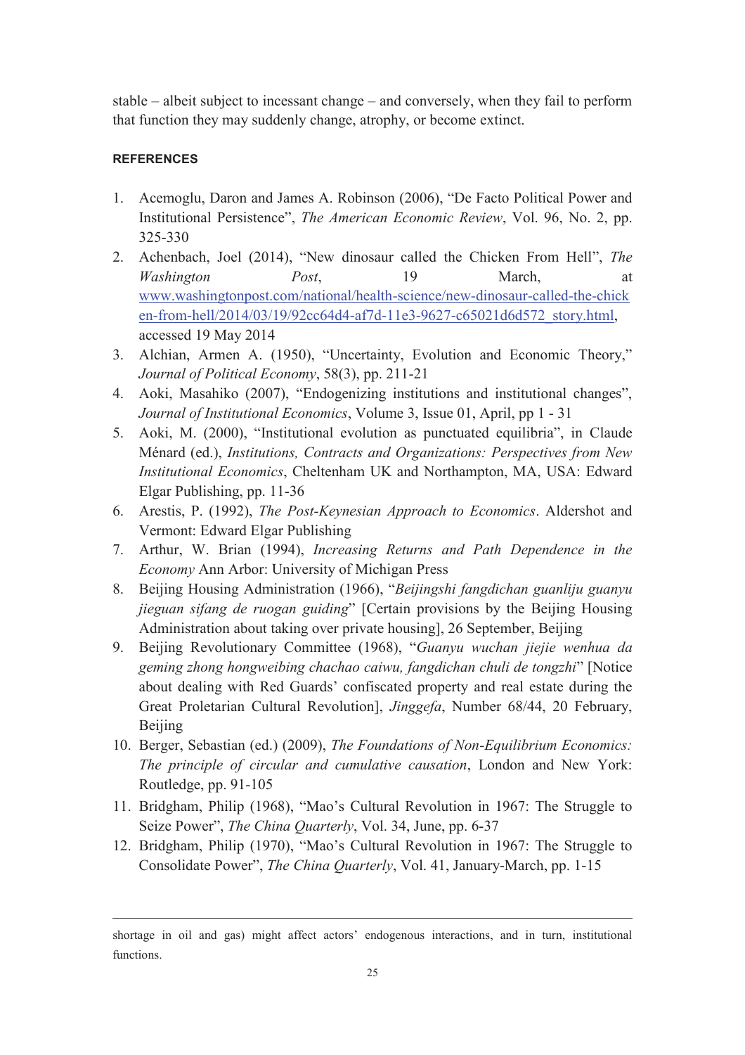stable – albeit subject to incessant change – and conversely, when they fail to perform that function they may suddenly change, atrophy, or become extinct.

**REFERENCES**

1. Acemoglu, Daron and James A. Robinson (2006), "De Facto Political Power and Institutional Persistence", *The American Economic Review*, Vol. 96, No. 2, pp. 325-330
2. Achenbach, Joel (2014), "New dinosaur called the Chicken From Hell", *The Washington Post*, 19 March, at www.washingtonpost.com/national/health-science/new-dinosaur-called-the-chicken-from-hell/2014/03/19/92cc64d4-af7d-11e3-9627-c65021d6d572_story.html, accessed 19 May 2014
3. Alchian, Armen A. (1950), "Uncertainty, Evolution and Economic Theory," *Journal of Political Economy*, 58(3), pp. 211-21
4. Aoki, Masahiko (2007), "Endogenizing institutions and institutional changes", *Journal of Institutional Economics*, Volume 3, Issue 01, April, pp 1 - 31
5. Aoki, M. (2000), "Institutional evolution as punctuated equilibria", in Claude Ménard (ed.), *Institutions, Contracts and Organizations: Perspectives from New Institutional Economics*, Cheltenham UK and Northampton, MA, USA: Edward Elgar Publishing, pp. 11-36
6. Arestis, P. (1992), *The Post-Keynesian Approach to Economics*. Aldershot and Vermont: Edward Elgar Publishing
7. Arthur, W. Brian (1994), *Increasing Returns and Path Dependence in the Economy* Ann Arbor: University of Michigan Press
8. Beijing Housing Administration (1966), "*Beijingshi fangdichan guanliju guanyu jieguan sifang de ruogan guiding*" [Certain provisions by the Beijing Housing Administration about taking over private housing], 26 September, Beijing
9. Beijing Revolutionary Committee (1968), "*Guanyu wuchan jiejie wenhua da geming zhong hongweibing chachao caiwu, fangdichan chuli de tongzhi*" [Notice about dealing with Red Guards' confiscated property and real estate during the Great Proletarian Cultural Revolution], *Jinggefa*, Number 68/44, 20 February, Beijing
10. Berger, Sebastian (ed.) (2009), *The Foundations of Non-Equilibrium Economics: The principle of circular and cumulative causation*, London and New York: Routledge, pp. 91-105
11. Bridgham, Philip (1968), "Mao's Cultural Revolution in 1967: The Struggle to Seize Power", *The China Quarterly*, Vol. 34, June, pp. 6-37
12. Bridgham, Philip (1970), "Mao's Cultural Revolution in 1967: The Struggle to Consolidate Power", *The China Quarterly*, Vol. 41, January-March, pp. 1-15

---

shortage in oil and gas) might affect actors' endogenous interactions, and in turn, institutional functions.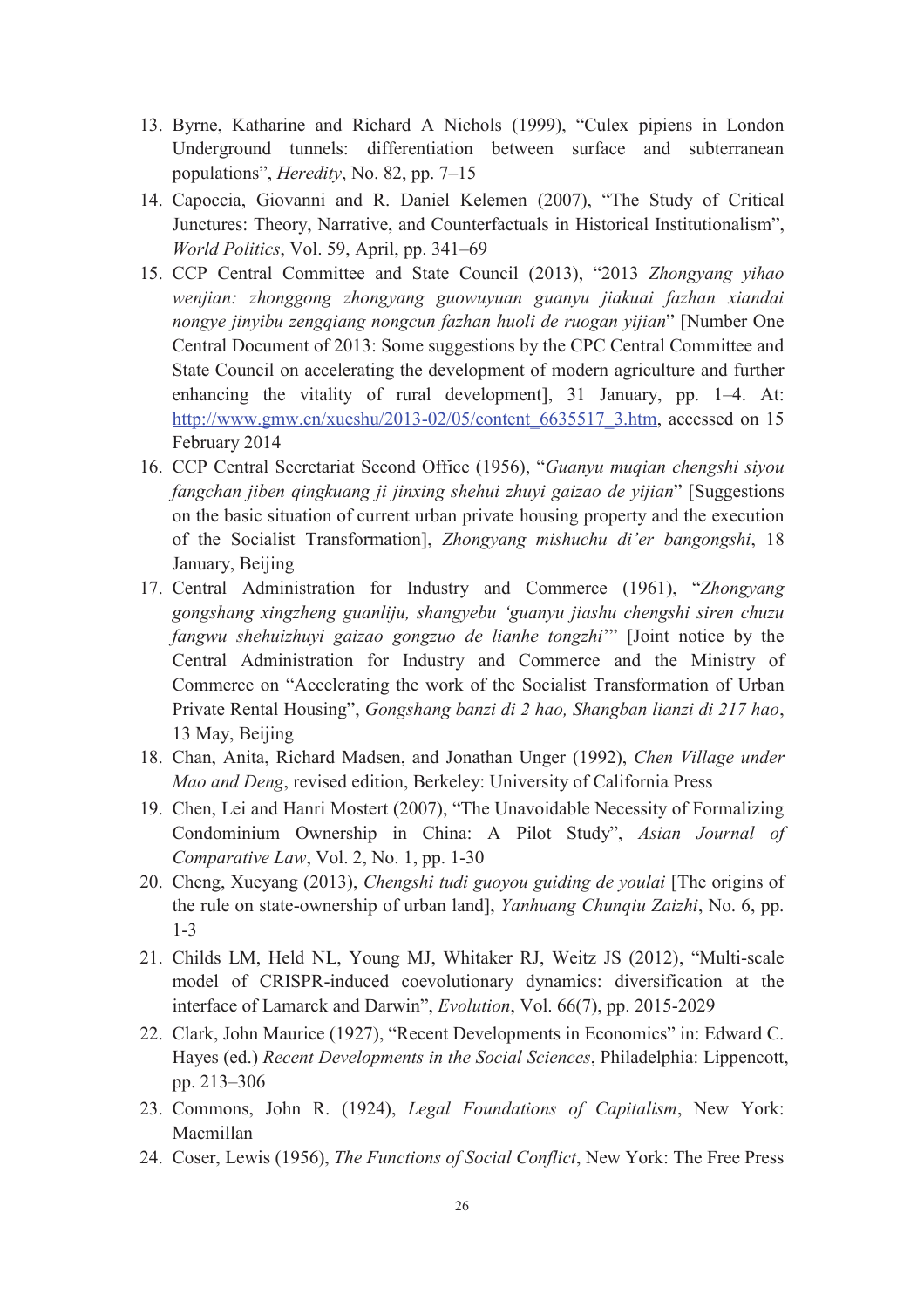13. Byrne, Katharine and Richard A Nichols (1999), "Culex pipiens in London Underground tunnels: differentiation between surface and subterranean populations", *Heredity*, No. 82, pp. 7–15
14. Capoccia, Giovanni and R. Daniel Kelemen (2007), "The Study of Critical Junctures: Theory, Narrative, and Counterfactuals in Historical Institutionalism", *World Politics*, Vol. 59, April, pp. 341–69
15. CCP Central Committee and State Council (2013), "2013 *Zhongyang yihao wenjian: zhonggong zhongyang guowuyuan guanyu jiakuai fazhan xiandai nongye jinyibu zengqiang nongcun fazhan huoli de ruogan yijian*" [Number One Central Document of 2013: Some suggestions by the CPC Central Committee and State Council on accelerating the development of modern agriculture and further enhancing the vitality of rural development], 31 January, pp. 1–4. At: http://www.gmw.cn/xueshu/2013-02/05/content_6635517_3.htm, accessed on 15 February 2014
16. CCP Central Secretariat Second Office (1956), "*Guanyu muqian chengshi siyou fangchan jiben qingkuang ji jinxing shehui zhuyi gaizao de yijian*" [Suggestions on the basic situation of current urban private housing property and the execution of the Socialist Transformation], *Zhongyang mishuchu di'er bangongshi*, 18 January, Beijing
17. Central Administration for Industry and Commerce (1961), "*Zhongyang gongshang xingzheng guanliju, shangyebu 'guanyu jiashu chengshi siren chuzu fangwu shehuizhuyi gaizao gongzuo de lianhe tongzhi*'" [Joint notice by the Central Administration for Industry and Commerce and the Ministry of Commerce on "Accelerating the work of the Socialist Transformation of Urban Private Rental Housing", *Gongshang banzi di 2 hao, Shangban lianzi di 217 hao*, 13 May, Beijing
18. Chan, Anita, Richard Madsen, and Jonathan Unger (1992), *Chen Village under Mao and Deng*, revised edition, Berkeley: University of California Press
19. Chen, Lei and Hanri Mostert (2007), "The Unavoidable Necessity of Formalizing Condominium Ownership in China: A Pilot Study", *Asian Journal of Comparative Law*, Vol. 2, No. 1, pp. 1-30
20. Cheng, Xueyang (2013), *Chengshi tudi guoyou guiding de youlai* [The origins of the rule on state-ownership of urban land], *Yanhuang Chunqiu Zaizhi*, No. 6, pp. 1-3
21. Childs LM, Held NL, Young MJ, Whitaker RJ, Weitz JS (2012), "Multi-scale model of CRISPR-induced coevolutionary dynamics: diversification at the interface of Lamarck and Darwin", *Evolution*, Vol. 66(7), pp. 2015-2029
22. Clark, John Maurice (1927), "Recent Developments in Economics" in: Edward C. Hayes (ed.) *Recent Developments in the Social Sciences*, Philadelphia: Lippencott, pp. 213–306
23. Commons, John R. (1924), *Legal Foundations of Capitalism*, New York: Macmillan
24. Coser, Lewis (1956), *The Functions of Social Conflict*, New York: The Free Press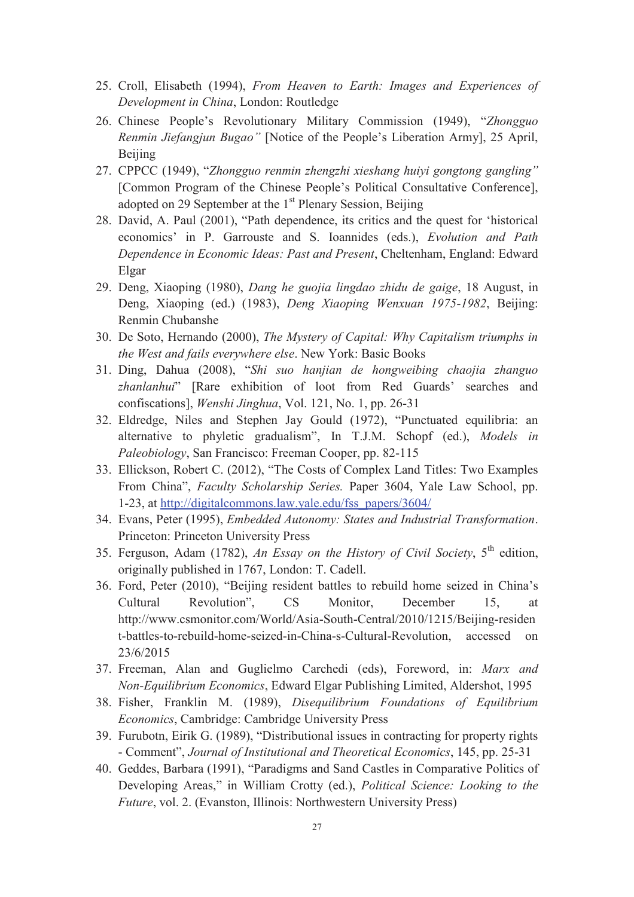25. Croll, Elisabeth (1994), *From Heaven to Earth: Images and Experiences of Development in China*, London: Routledge
26. Chinese People's Revolutionary Military Commission (1949), "*Zhongguo Renmin Jiefangjun Bugao"* [Notice of the People's Liberation Army], 25 April, Beijing
27. CPPCC (1949), "*Zhongguo renmin zhengzhi xieshang huiyi gongtong gangling"* [Common Program of the Chinese People's Political Consultative Conference], adopted on 29 September at the 1st Plenary Session, Beijing
28. David, A. Paul (2001), "Path dependence, its critics and the quest for 'historical economics' in P. Garrouste and S. Ioannides (eds.), *Evolution and Path Dependence in Economic Ideas: Past and Present*, Cheltenham, England: Edward Elgar
29. Deng, Xiaoping (1980), *Dang he guojia lingdao zhidu de gaige*, 18 August, in Deng, Xiaoping (ed.) (1983), *Deng Xiaoping Wenxuan 1975-1982*, Beijing: Renmin Chubanshe
30. De Soto, Hernando (2000), *The Mystery of Capital: Why Capitalism triumphs in the West and fails everywhere else*. New York: Basic Books
31. Ding, Dahua (2008), "*Shi suo hanjian de hongweibing chaojia zhanguo zhanlanhui*" [Rare exhibition of loot from Red Guards' searches and confiscations], *Wenshi Jinghua*, Vol. 121, No. 1, pp. 26-31
32. Eldredge, Niles and Stephen Jay Gould (1972), "Punctuated equilibria: an alternative to phyletic gradualism", In T.J.M. Schopf (ed.), *Models in Paleobiology*, San Francisco: Freeman Cooper, pp. 82-115
33. Ellickson, Robert C. (2012), "The Costs of Complex Land Titles: Two Examples From China", *Faculty Scholarship Series.* Paper 3604, Yale Law School, pp. 1-23, at http://digitalcommons.law.yale.edu/fss_papers/3604/
34. Evans, Peter (1995), *Embedded Autonomy: States and Industrial Transformation*. Princeton: Princeton University Press
35. Ferguson, Adam (1782), *An Essay on the History of Civil Society*, 5th edition, originally published in 1767, London: T. Cadell.
36. Ford, Peter (2010), "Beijing resident battles to rebuild home seized in China's Cultural Revolution", CS Monitor, December 15, at http://www.csmonitor.com/World/Asia-South-Central/2010/1215/Beijing-resident-battles-to-rebuild-home-seized-in-China-s-Cultural-Revolution, accessed on 23/6/2015
37. Freeman, Alan and Guglielmo Carchedi (eds), Foreword, in: *Marx and Non-Equilibrium Economics*, Edward Elgar Publishing Limited, Aldershot, 1995
38. Fisher, Franklin M. (1989), *Disequilibrium Foundations of Equilibrium Economics*, Cambridge: Cambridge University Press
39. Furubotn, Eirik G. (1989), "Distributional issues in contracting for property rights - Comment", *Journal of Institutional and Theoretical Economics*, 145, pp. 25-31
40. Geddes, Barbara (1991), "Paradigms and Sand Castles in Comparative Politics of Developing Areas," in William Crotty (ed.), *Political Science: Looking to the Future*, vol. 2. (Evanston, Illinois: Northwestern University Press)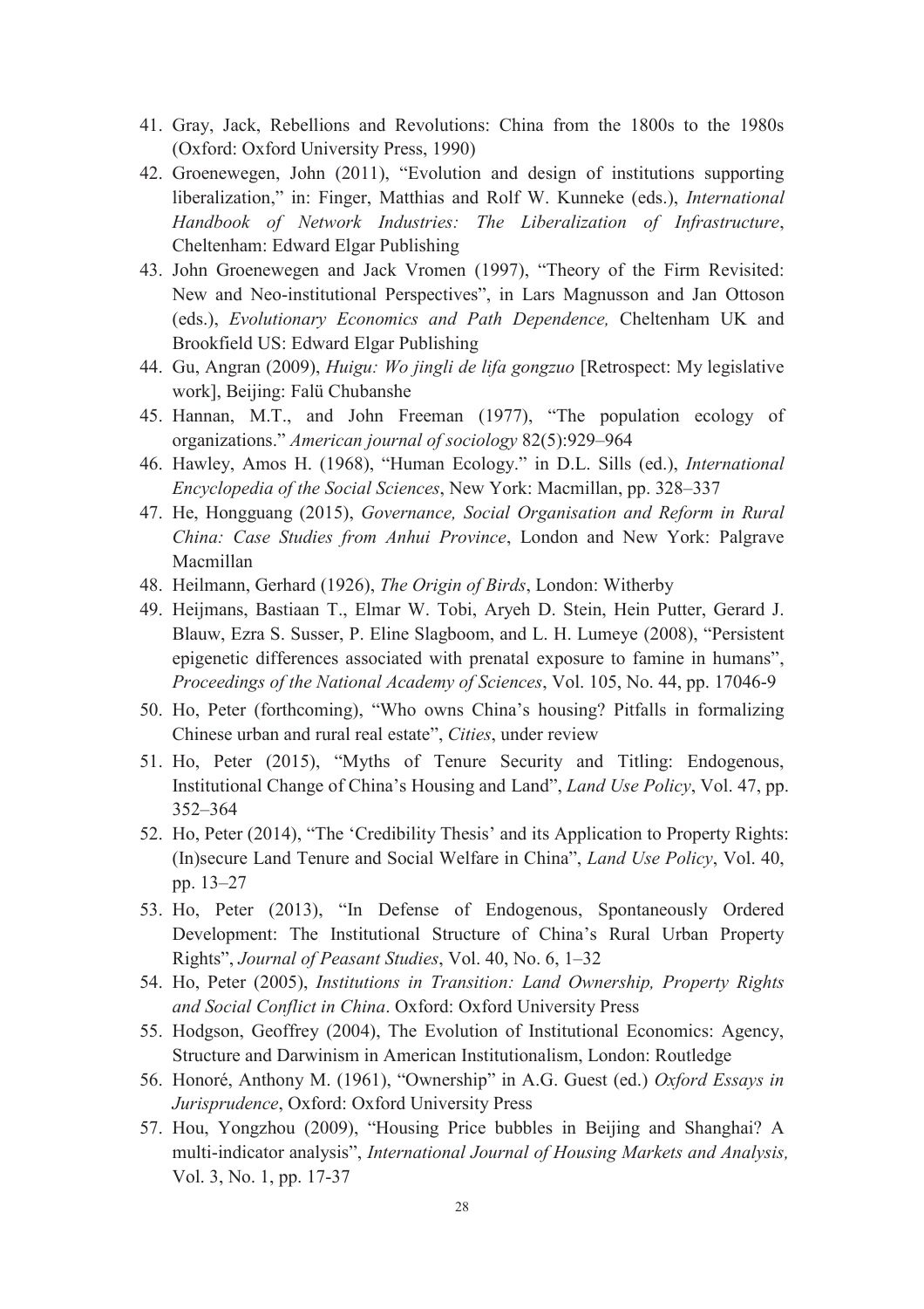41. Gray, Jack, Rebellions and Revolutions: China from the 1800s to the 1980s (Oxford: Oxford University Press, 1990)
42. Groenewegen, John (2011), "Evolution and design of institutions supporting liberalization," in: Finger, Matthias and Rolf W. Kunneke (eds.), *International Handbook of Network Industries: The Liberalization of Infrastructure*, Cheltenham: Edward Elgar Publishing
43. John Groenewegen and Jack Vromen (1997), "Theory of the Firm Revisited: New and Neo-institutional Perspectives", in Lars Magnusson and Jan Ottoson (eds.), *Evolutionary Economics and Path Dependence,* Cheltenham UK and Brookfield US: Edward Elgar Publishing
44. Gu, Angran (2009), *Huigu: Wo jingli de lifa gongzuo* [Retrospect: My legislative work], Beijing: Falü Chubanshe
45. Hannan, M.T., and John Freeman (1977), "The population ecology of organizations." *American journal of sociology* 82(5):929–964
46. Hawley, Amos H. (1968), "Human Ecology." in D.L. Sills (ed.), *International Encyclopedia of the Social Sciences*, New York: Macmillan, pp. 328–337
47. He, Hongguang (2015), *Governance, Social Organisation and Reform in Rural China: Case Studies from Anhui Province*, London and New York: Palgrave Macmillan
48. Heilmann, Gerhard (1926), *The Origin of Birds*, London: Witherby
49. Heijmans, Bastiaan T., Elmar W. Tobi, Aryeh D. Stein, Hein Putter, Gerard J. Blauw, Ezra S. Susser, P. Eline Slagboom, and L. H. Lumeye (2008), "Persistent epigenetic differences associated with prenatal exposure to famine in humans", *Proceedings of the National Academy of Sciences*, Vol. 105, No. 44, pp. 17046-9
50. Ho, Peter (forthcoming), "Who owns China's housing? Pitfalls in formalizing Chinese urban and rural real estate", *Cities*, under review
51. Ho, Peter (2015), "Myths of Tenure Security and Titling: Endogenous, Institutional Change of China's Housing and Land", *Land Use Policy*, Vol. 47, pp. 352–364
52. Ho, Peter (2014), "The 'Credibility Thesis' and its Application to Property Rights: (In)secure Land Tenure and Social Welfare in China", *Land Use Policy*, Vol. 40, pp. 13–27
53. Ho, Peter (2013), "In Defense of Endogenous, Spontaneously Ordered Development: The Institutional Structure of China's Rural Urban Property Rights", *Journal of Peasant Studies*, Vol. 40, No. 6, 1–32
54. Ho, Peter (2005), *Institutions in Transition: Land Ownership, Property Rights and Social Conflict in China*. Oxford: Oxford University Press
55. Hodgson, Geoffrey (2004), The Evolution of Institutional Economics: Agency, Structure and Darwinism in American Institutionalism, London: Routledge
56. Honoré, Anthony M. (1961), "Ownership" in A.G. Guest (ed.) *Oxford Essays in Jurisprudence*, Oxford: Oxford University Press
57. Hou, Yongzhou (2009), "Housing Price bubbles in Beijing and Shanghai? A multi-indicator analysis", *International Journal of Housing Markets and Analysis,* Vol. 3, No. 1, pp. 17-37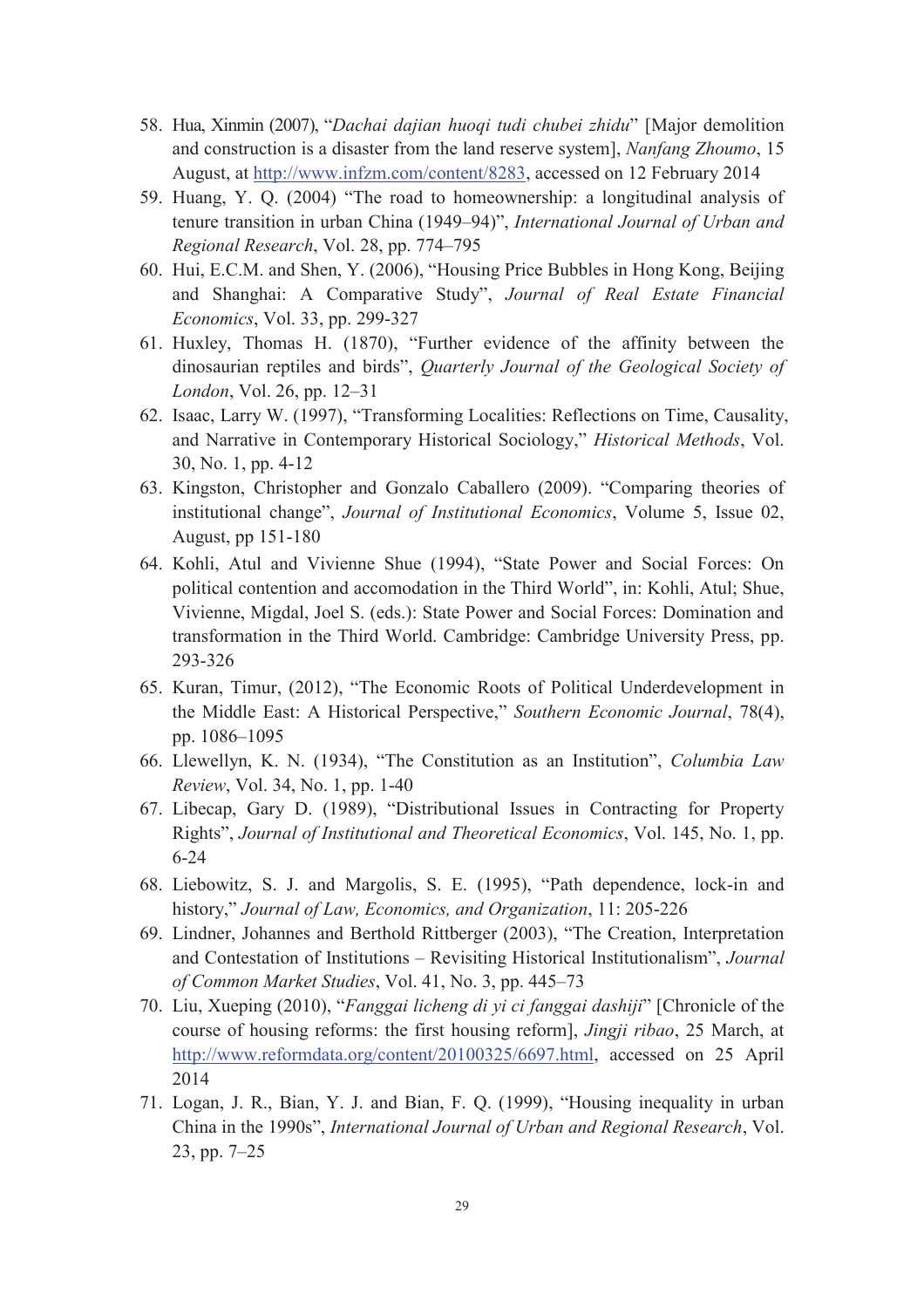58. Hua, Xinmin (2007), "*Dachai dajian huoqi tudi chubei zhidu*" [Major demolition and construction is a disaster from the land reserve system], *Nanfang Zhoumo*, 15 August, at http://www.infzm.com/content/8283, accessed on 12 February 2014
59. Huang, Y. Q. (2004) "The road to homeownership: a longitudinal analysis of tenure transition in urban China (1949–94)", *International Journal of Urban and Regional Research*, Vol. 28, pp. 774–795
60. Hui, E.C.M. and Shen, Y. (2006), "Housing Price Bubbles in Hong Kong, Beijing and Shanghai: A Comparative Study", *Journal of Real Estate Financial Economics*, Vol. 33, pp. 299-327
61. Huxley, Thomas H. (1870), "Further evidence of the affinity between the dinosaurian reptiles and birds", *Quarterly Journal of the Geological Society of London*, Vol. 26, pp. 12–31
62. Isaac, Larry W. (1997), "Transforming Localities: Reflections on Time, Causality, and Narrative in Contemporary Historical Sociology," *Historical Methods*, Vol. 30, No. 1, pp. 4-12
63. Kingston, Christopher and Gonzalo Caballero (2009). "Comparing theories of institutional change", *Journal of Institutional Economics*, Volume 5, Issue 02, August, pp 151-180
64. Kohli, Atul and Vivienne Shue (1994), "State Power and Social Forces: On political contention and accomodation in the Third World", in: Kohli, Atul; Shue, Vivienne, Migdal, Joel S. (eds.): State Power and Social Forces: Domination and transformation in the Third World. Cambridge: Cambridge University Press, pp. 293-326
65. Kuran, Timur, (2012), "The Economic Roots of Political Underdevelopment in the Middle East: A Historical Perspective," *Southern Economic Journal*, 78(4), pp. 1086–1095
66. Llewellyn, K. N. (1934), "The Constitution as an Institution", *Columbia Law Review*, Vol. 34, No. 1, pp. 1-40
67. Libecap, Gary D. (1989), "Distributional Issues in Contracting for Property Rights", *Journal of Institutional and Theoretical Economics*, Vol. 145, No. 1, pp. 6-24
68. Liebowitz, S. J. and Margolis, S. E. (1995), "Path dependence, lock-in and history," *Journal of Law, Economics, and Organization*, 11: 205-226
69. Lindner, Johannes and Berthold Rittberger (2003), "The Creation, Interpretation and Contestation of Institutions – Revisiting Historical Institutionalism", *Journal of Common Market Studies*, Vol. 41, No. 3, pp. 445–73
70. Liu, Xueping (2010), "*Fanggai licheng di yi ci fanggai dashiji*" [Chronicle of the course of housing reforms: the first housing reform], *Jingji ribao*, 25 March, at http://www.reformdata.org/content/20100325/6697.html, accessed on 25 April 2014
71. Logan, J. R., Bian, Y. J. and Bian, F. Q. (1999), "Housing inequality in urban China in the 1990s", *International Journal of Urban and Regional Research*, Vol. 23, pp. 7–25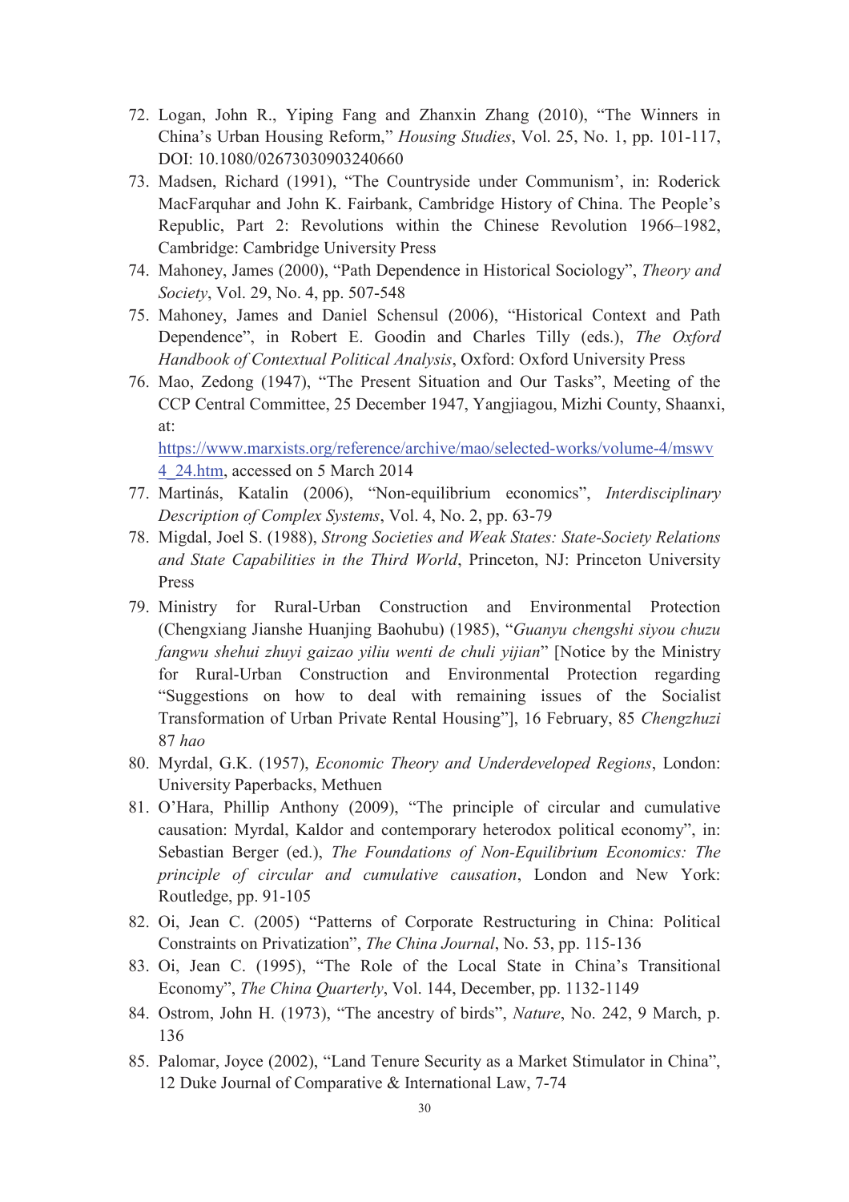72. Logan, John R., Yiping Fang and Zhanxin Zhang (2010), "The Winners in China's Urban Housing Reform," *Housing Studies*, Vol. 25, No. 1, pp. 101-117, DOI: 10.1080/02673030903240660
73. Madsen, Richard (1991), "The Countryside under Communism', in: Roderick MacFarquhar and John K. Fairbank, Cambridge History of China. The People's Republic, Part 2: Revolutions within the Chinese Revolution 1966–1982, Cambridge: Cambridge University Press
74. Mahoney, James (2000), "Path Dependence in Historical Sociology", *Theory and Society*, Vol. 29, No. 4, pp. 507-548
75. Mahoney, James and Daniel Schensul (2006), "Historical Context and Path Dependence", in Robert E. Goodin and Charles Tilly (eds.), *The Oxford Handbook of Contextual Political Analysis*, Oxford: Oxford University Press
76. Mao, Zedong (1947), "The Present Situation and Our Tasks", Meeting of the CCP Central Committee, 25 December 1947, Yangjiagou, Mizhi County, Shaanxi, at: https://www.marxists.org/reference/archive/mao/selected-works/volume-4/mswv4_24.htm, accessed on 5 March 2014
77. Martinás, Katalin (2006), "Non-equilibrium economics", *Interdisciplinary Description of Complex Systems*, Vol. 4, No. 2, pp. 63-79
78. Migdal, Joel S. (1988), *Strong Societies and Weak States: State-Society Relations and State Capabilities in the Third World*, Princeton, NJ: Princeton University Press
79. Ministry for Rural-Urban Construction and Environmental Protection (Chengxiang Jianshe Huanjing Baohubu) (1985), "*Guanyu chengshi siyou chuzu fangwu shehui zhuyi gaizao yiliu wenti de chuli yijian*" [Notice by the Ministry for Rural-Urban Construction and Environmental Protection regarding "Suggestions on how to deal with remaining issues of the Socialist Transformation of Urban Private Rental Housing"], 16 February, 85 *Chengzhuzi* 87 *hao*
80. Myrdal, G.K. (1957), *Economic Theory and Underdeveloped Regions*, London: University Paperbacks, Methuen
81. O'Hara, Phillip Anthony (2009), "The principle of circular and cumulative causation: Myrdal, Kaldor and contemporary heterodox political economy", in: Sebastian Berger (ed.), *The Foundations of Non-Equilibrium Economics: The principle of circular and cumulative causation*, London and New York: Routledge, pp. 91-105
82. Oi, Jean C. (2005) "Patterns of Corporate Restructuring in China: Political Constraints on Privatization", *The China Journal*, No. 53, pp. 115-136
83. Oi, Jean C. (1995), "The Role of the Local State in China's Transitional Economy", *The China Quarterly*, Vol. 144, December, pp. 1132-1149
84. Ostrom, John H. (1973), "The ancestry of birds", *Nature*, No. 242, 9 March, p. 136
85. Palomar, Joyce (2002), "Land Tenure Security as a Market Stimulator in China", 12 Duke Journal of Comparative & International Law, 7-74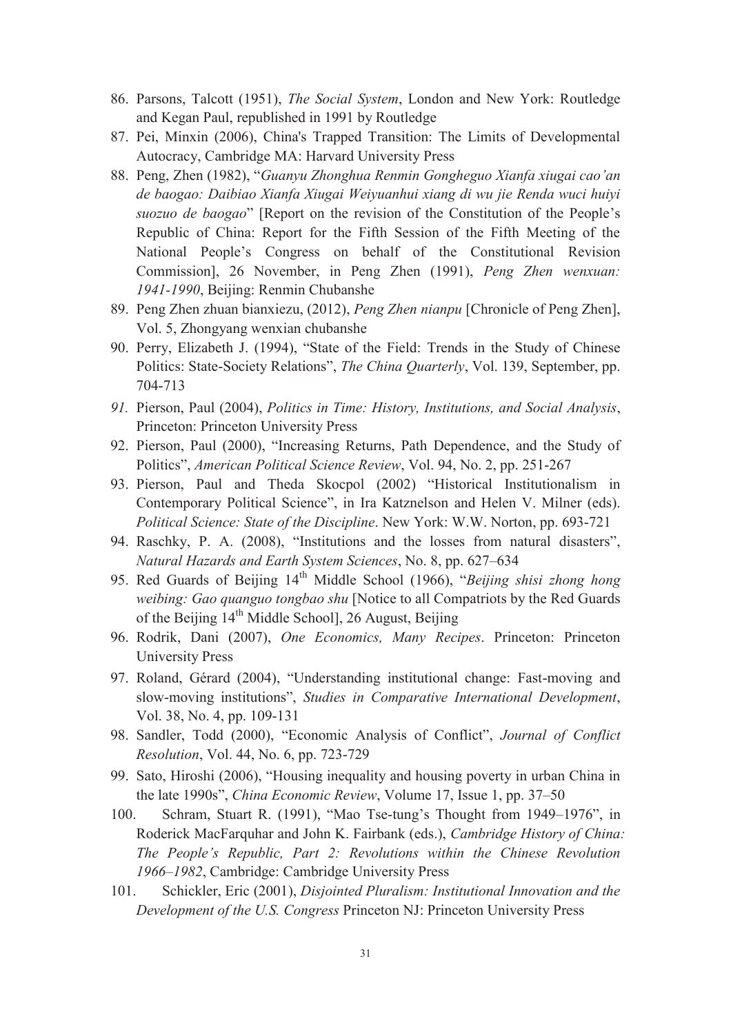86. Parsons, Talcott (1951), *The Social System*, London and New York: Routledge and Kegan Paul, republished in 1991 by Routledge
87. Pei, Minxin (2006), China's Trapped Transition: The Limits of Developmental Autocracy, Cambridge MA: Harvard University Press
88. Peng, Zhen (1982), "*Guanyu Zhonghua Renmin Gongheguo Xianfa xiugai cao'an de baogao: Daibiao Xianfa Xiugai Weiyuanhui xiang di wu jie Renda wuci huiyi suozuo de baogao*" [Report on the revision of the Constitution of the People's Republic of China: Report for the Fifth Session of the Fifth Meeting of the National People's Congress on behalf of the Constitutional Revision Commission], 26 November, in Peng Zhen (1991), *Peng Zhen wenxuan: 1941-1990*, Beijing: Renmin Chubanshe
89. Peng Zhen zhuan bianxiezu, (2012), *Peng Zhen nianpu* [Chronicle of Peng Zhen], Vol. 5, Zhongyang wenxian chubanshe
90. Perry, Elizabeth J. (1994), "State of the Field: Trends in the Study of Chinese Politics: State-Society Relations", *The China Quarterly*, Vol. 139, September, pp. 704-713
91. Pierson, Paul (2004), *Politics in Time: History, Institutions, and Social Analysis*, Princeton: Princeton University Press
92. Pierson, Paul (2000), "Increasing Returns, Path Dependence, and the Study of Politics", *American Political Science Review*, Vol. 94, No. 2, pp. 251-267
93. Pierson, Paul and Theda Skocpol (2002) "Historical Institutionalism in Contemporary Political Science", in Ira Katznelson and Helen V. Milner (eds). *Political Science: State of the Discipline*. New York: W.W. Norton, pp. 693-721
94. Raschky, P. A. (2008), "Institutions and the losses from natural disasters", *Natural Hazards and Earth System Sciences*, No. 8, pp. 627–634
95. Red Guards of Beijing 14th Middle School (1966), "*Beijing shisi zhong hong weibing: Gao quanguo tongbao shu* [Notice to all Compatriots by the Red Guards of the Beijing 14th Middle School], 26 August, Beijing
96. Rodrik, Dani (2007), *One Economics, Many Recipes*. Princeton: Princeton University Press
97. Roland, Gérard (2004), "Understanding institutional change: Fast-moving and slow-moving institutions", *Studies in Comparative International Development*, Vol. 38, No. 4, pp. 109-131
98. Sandler, Todd (2000), "Economic Analysis of Conflict", *Journal of Conflict Resolution*, Vol. 44, No. 6, pp. 723-729
99. Sato, Hiroshi (2006), "Housing inequality and housing poverty in urban China in the late 1990s", *China Economic Review*, Volume 17, Issue 1, pp. 37–50
100. Schram, Stuart R. (1991), "Mao Tse-tung's Thought from 1949–1976", in Roderick MacFarquhar and John K. Fairbank (eds.), *Cambridge History of China: The People's Republic, Part 2: Revolutions within the Chinese Revolution 1966–1982*, Cambridge: Cambridge University Press
101. Schickler, Eric (2001), *Disjointed Pluralism: Institutional Innovation and the Development of the U.S. Congress* Princeton NJ: Princeton University Press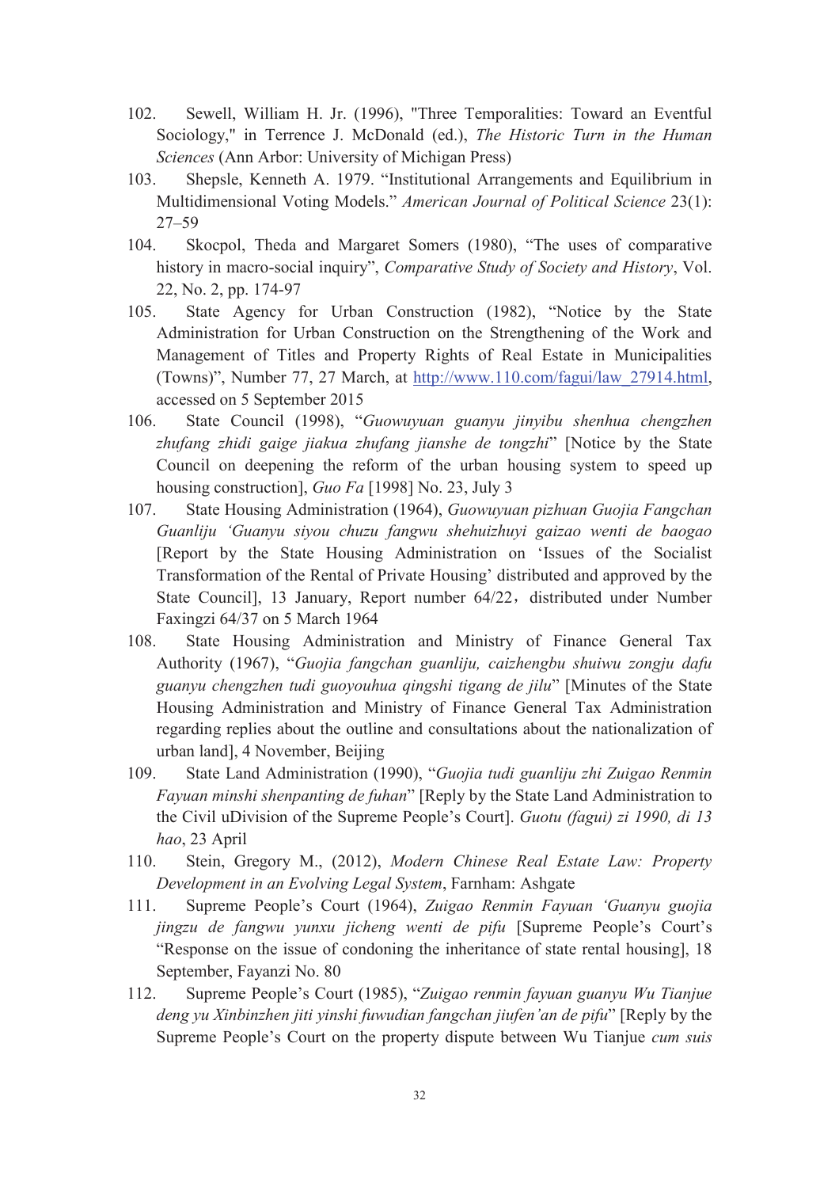102. Sewell, William H. Jr. (1996), "Three Temporalities: Toward an Eventful Sociology," in Terrence J. McDonald (ed.), *The Historic Turn in the Human Sciences* (Ann Arbor: University of Michigan Press)

103. Shepsle, Kenneth A. 1979. "Institutional Arrangements and Equilibrium in Multidimensional Voting Models." *American Journal of Political Science* 23(1): 27–59

104. Skocpol, Theda and Margaret Somers (1980), "The uses of comparative history in macro-social inquiry", *Comparative Study of Society and History*, Vol. 22, No. 2, pp. 174-97

105. State Agency for Urban Construction (1982), "Notice by the State Administration for Urban Construction on the Strengthening of the Work and Management of Titles and Property Rights of Real Estate in Municipalities (Towns)", Number 77, 27 March, at http://www.110.com/fagui/law_27914.html, accessed on 5 September 2015

106. State Council (1998), "*Guowuyuan guanyu jinyibu shenhua chengzhen zhufang zhidi gaige jiakua zhufang jianshe de tongzhi*" [Notice by the State Council on deepening the reform of the urban housing system to speed up housing construction], *Guo Fa* [1998] No. 23, July 3

107. State Housing Administration (1964), *Guowuyuan pizhuan Guojia Fangchan Guanliju 'Guanyu siyou chuzu fangwu shehuizhuyi gaizao wenti de baogao* [Report by the State Housing Administration on 'Issues of the Socialist Transformation of the Rental of Private Housing' distributed and approved by the State Council], 13 January, Report number 64/22，distributed under Number Faxingzi 64/37 on 5 March 1964

108. State Housing Administration and Ministry of Finance General Tax Authority (1967), "*Guojia fangchan guanliju, caizhengbu shuiwu zongju dafu guanyu chengzhen tudi guoyouhua qingshi tigang de jilu*" [Minutes of the State Housing Administration and Ministry of Finance General Tax Administration regarding replies about the outline and consultations about the nationalization of urban land], 4 November, Beijing

109. State Land Administration (1990), "*Guojia tudi guanliju zhi Zuigao Renmin Fayuan minshi shenpanting de fuhan*" [Reply by the State Land Administration to the Civil uDivision of the Supreme People's Court]. *Guotu (fagui) zi 1990, di 13 hao*, 23 April

110. Stein, Gregory M., (2012), *Modern Chinese Real Estate Law: Property Development in an Evolving Legal System*, Farnham: Ashgate

111. Supreme People's Court (1964), *Zuigao Renmin Fayuan 'Guanyu guojia jingzu de fangwu yunxu jicheng wenti de pifu* [Supreme People's Court's "Response on the issue of condoning the inheritance of state rental housing], 18 September, Fayanzi No. 80

112. Supreme People's Court (1985), "*Zuigao renmin fayuan guanyu Wu Tianjue deng yu Xinbinzhen jiti yinshi fuwudian fangchan jiufen'an de pifu*" [Reply by the Supreme People's Court on the property dispute between Wu Tianjue *cum suis*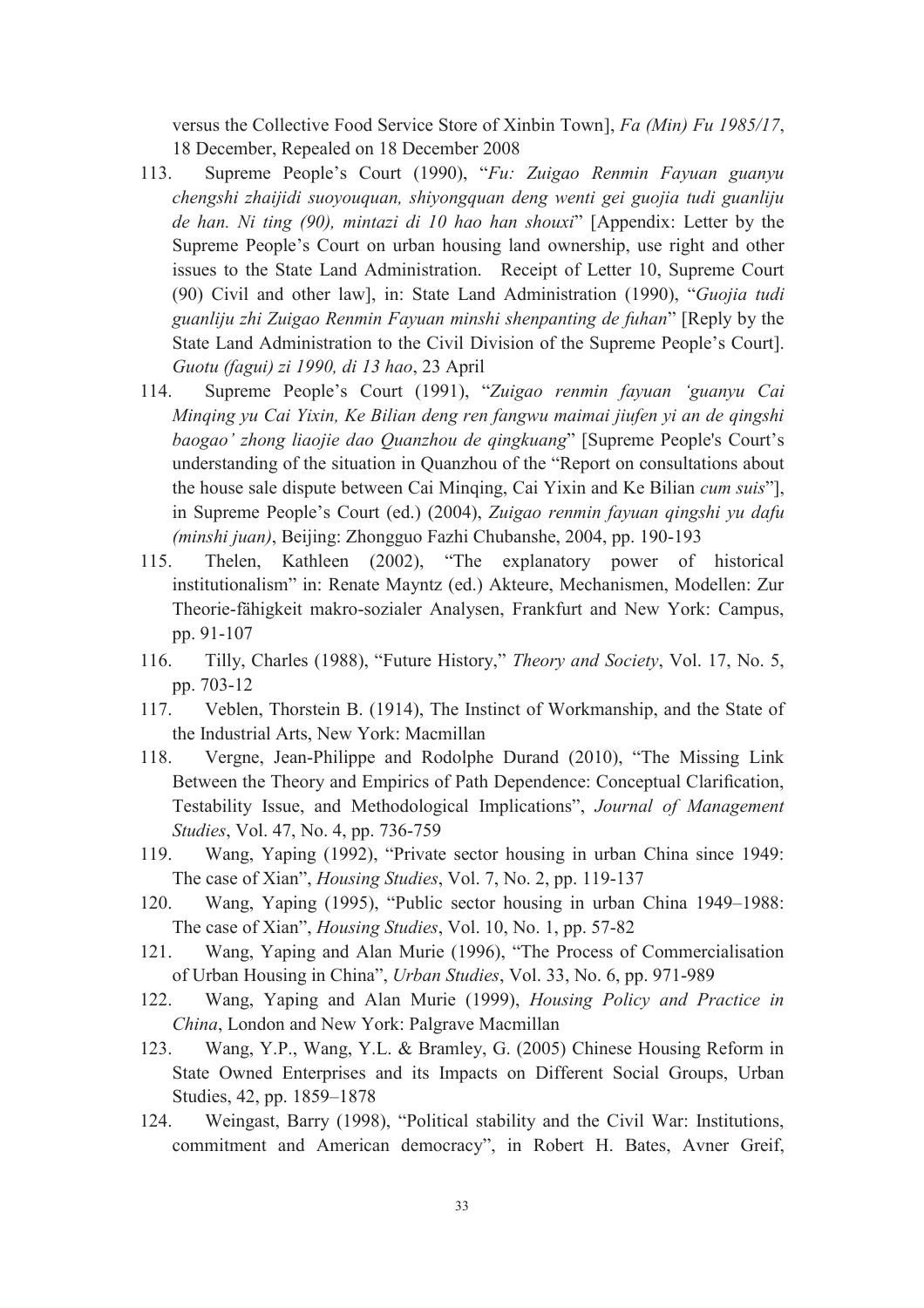versus the Collective Food Service Store of Xinbin Town], *Fa (Min) Fu 1985/17*, 18 December, Repealed on 18 December 2008

113. Supreme People's Court (1990), "*Fu: Zuigao Renmin Fayuan guanyu chengshi zhaijidi suoyouquan, shiyongquan deng wenti gei guojia tudi guanliju de han. Ni ting (90), mintazi di 10 hao han shouxi*" [Appendix: Letter by the Supreme People's Court on urban housing land ownership, use right and other issues to the State Land Administration. Receipt of Letter 10, Supreme Court (90) Civil and other law], in: State Land Administration (1990), "*Guojia tudi guanliju zhi Zuigao Renmin Fayuan minshi shenpanting de fuhan*" [Reply by the State Land Administration to the Civil Division of the Supreme People's Court]. *Guotu (fagui) zi 1990, di 13 hao*, 23 April

114. Supreme People's Court (1991), "*Zuigao renmin fayuan 'guanyu Cai Minqing yu Cai Yixin, Ke Bilian deng ren fangwu maimai jiufen yi an de qingshi baogao' zhong liaojie dao Quanzhou de qingkuang*" [Supreme People's Court's understanding of the situation in Quanzhou of the "Report on consultations about the house sale dispute between Cai Minqing, Cai Yixin and Ke Bilian *cum suis*"], in Supreme People's Court (ed.) (2004), *Zuigao renmin fayuan qingshi yu dafu (minshi juan)*, Beijing: Zhongguo Fazhi Chubanshe, 2004, pp. 190-193

115. Thelen, Kathleen (2002), "The explanatory power of historical institutionalism" in: Renate Mayntz (ed.) Akteure, Mechanismen, Modellen: Zur Theorie-fähigkeit makro-sozialer Analysen, Frankfurt and New York: Campus, pp. 91-107

116. Tilly, Charles (1988), "Future History," *Theory and Society*, Vol. 17, No. 5, pp. 703-12

117. Veblen, Thorstein B. (1914), The Instinct of Workmanship, and the State of the Industrial Arts, New York: Macmillan

118. Vergne, Jean-Philippe and Rodolphe Durand (2010), "The Missing Link Between the Theory and Empirics of Path Dependence: Conceptual Clarification, Testability Issue, and Methodological Implications", *Journal of Management Studies*, Vol. 47, No. 4, pp. 736-759

119. Wang, Yaping (1992), "Private sector housing in urban China since 1949: The case of Xian", *Housing Studies*, Vol. 7, No. 2, pp. 119-137

120. Wang, Yaping (1995), "Public sector housing in urban China 1949–1988: The case of Xian", *Housing Studies*, Vol. 10, No. 1, pp. 57-82

121. Wang, Yaping and Alan Murie (1996), "The Process of Commercialisation of Urban Housing in China", *Urban Studies*, Vol. 33, No. 6, pp. 971-989

122. Wang, Yaping and Alan Murie (1999), *Housing Policy and Practice in China*, London and New York: Palgrave Macmillan

123. Wang, Y.P., Wang, Y.L. & Bramley, G. (2005) Chinese Housing Reform in State Owned Enterprises and its Impacts on Different Social Groups, Urban Studies, 42, pp. 1859–1878

124. Weingast, Barry (1998), "Political stability and the Civil War: Institutions, commitment and American democracy", in Robert H. Bates, Avner Greif,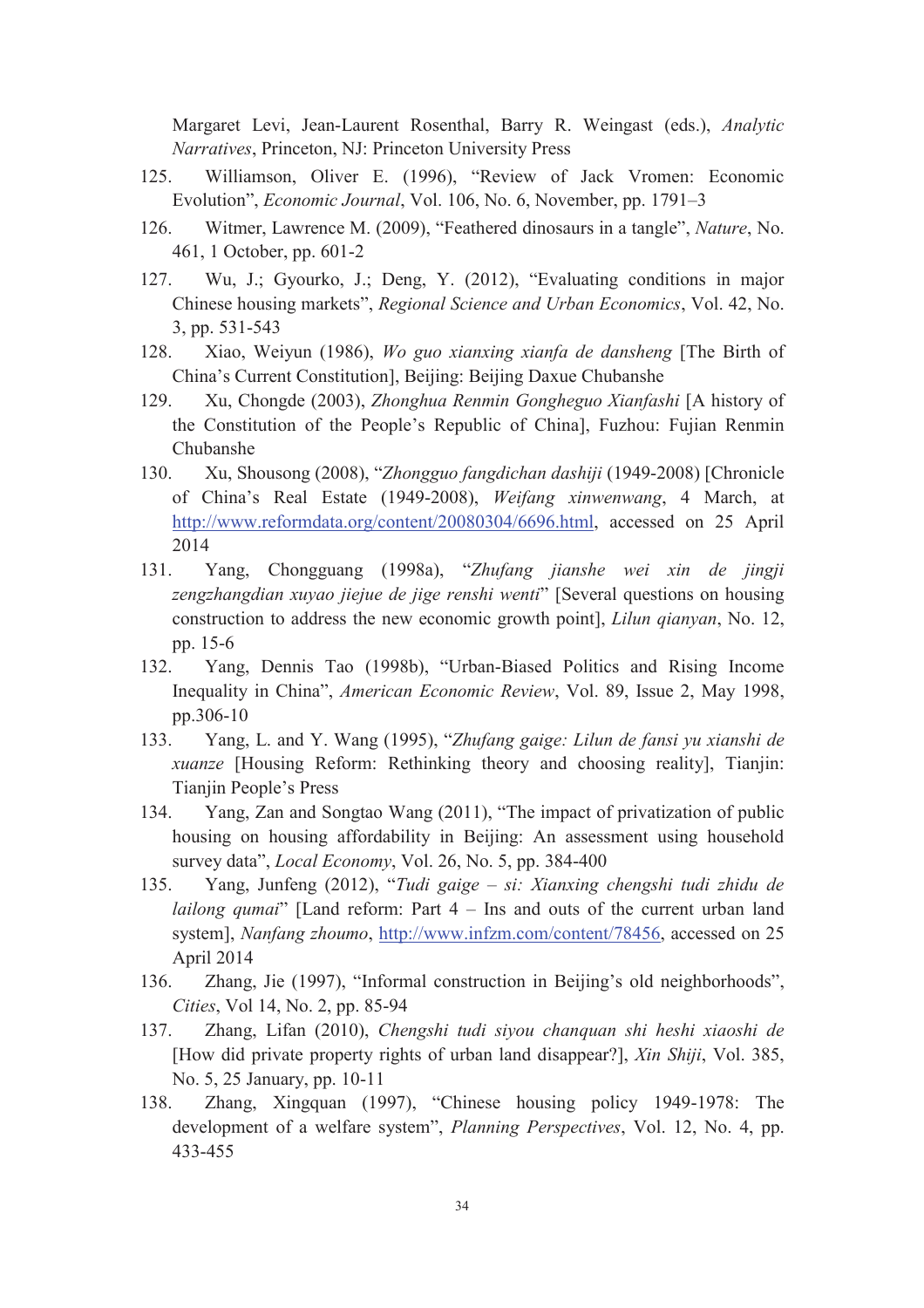Margaret Levi, Jean-Laurent Rosenthal, Barry R. Weingast (eds.), *Analytic Narratives*, Princeton, NJ: Princeton University Press

125. Williamson, Oliver E. (1996), "Review of Jack Vromen: Economic Evolution", *Economic Journal*, Vol. 106, No. 6, November, pp. 1791–3

126. Witmer, Lawrence M. (2009), "Feathered dinosaurs in a tangle", *Nature*, No. 461, 1 October, pp. 601-2

127. Wu, J.; Gyourko, J.; Deng, Y. (2012), "Evaluating conditions in major Chinese housing markets", *Regional Science and Urban Economics*, Vol. 42, No. 3, pp. 531-543

128. Xiao, Weiyun (1986), *Wo guo xianxing xianfa de dansheng* [The Birth of China's Current Constitution], Beijing: Beijing Daxue Chubanshe

129. Xu, Chongde (2003), *Zhonghua Renmin Gongheguo Xianfashi* [A history of the Constitution of the People's Republic of China], Fuzhou: Fujian Renmin Chubanshe

130. Xu, Shousong (2008), "*Zhongguo fangdichan dashiji* (1949-2008) [Chronicle of China's Real Estate (1949-2008), *Weifang xinwenwang*, 4 March, at http://www.reformdata.org/content/20080304/6696.html, accessed on 25 April 2014

131. Yang, Chongguang (1998a), "*Zhufang jianshe wei xin de jingji zengzhangdian xuyao jiejue de jige renshi wenti*" [Several questions on housing construction to address the new economic growth point], *Lilun qianyan*, No. 12, pp. 15-6

132. Yang, Dennis Tao (1998b), "Urban-Biased Politics and Rising Income Inequality in China", *American Economic Review*, Vol. 89, Issue 2, May 1998, pp.306-10

133. Yang, L. and Y. Wang (1995), "*Zhufang gaige: Lilun de fansi yu xianshi de xuanze* [Housing Reform: Rethinking theory and choosing reality], Tianjin: Tianjin People's Press

134. Yang, Zan and Songtao Wang (2011), "The impact of privatization of public housing on housing affordability in Beijing: An assessment using household survey data", *Local Economy*, Vol. 26, No. 5, pp. 384-400

135. Yang, Junfeng (2012), "*Tudi gaige – si: Xianxing chengshi tudi zhidu de lailong qumai*" [Land reform: Part 4 – Ins and outs of the current urban land system], *Nanfang zhoumo*, http://www.infzm.com/content/78456, accessed on 25 April 2014

136. Zhang, Jie (1997), "Informal construction in Beijing's old neighborhoods", *Cities*, Vol 14, No. 2, pp. 85-94

137. Zhang, Lifan (2010), *Chengshi tudi siyou chanquan shi heshi xiaoshi de* [How did private property rights of urban land disappear?], *Xin Shiji*, Vol. 385, No. 5, 25 January, pp. 10-11

138. Zhang, Xingquan (1997), "Chinese housing policy 1949-1978: The development of a welfare system", *Planning Perspectives*, Vol. 12, No. 4, pp. 433-455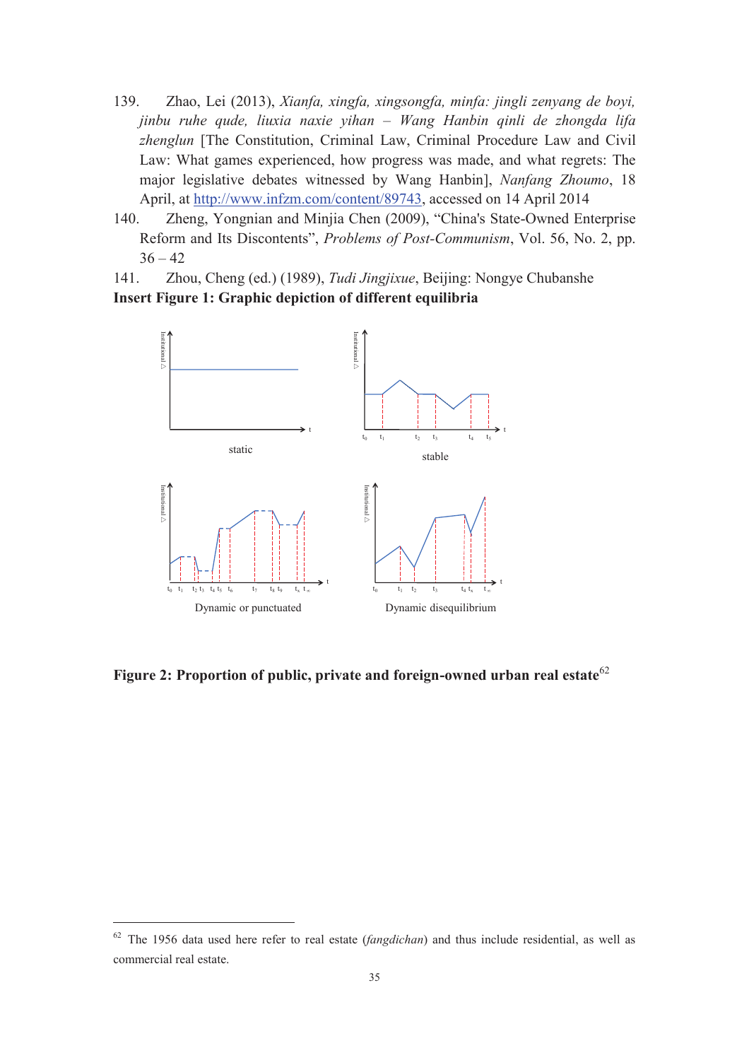139. Zhao, Lei (2013), *Xianfa, xingfa, xingsongfa, minfa: jingli zenyang de boyi, jinbu ruhe qude, liuxia naxie yihan – Wang Hanbin qinli de zhongda lifa zhenglun* [The Constitution, Criminal Law, Criminal Procedure Law and Civil Law: What games experienced, how progress was made, and what regrets: The major legislative debates witnessed by Wang Hanbin], *Nanfang Zhoumo*, 18 April, at http://www.infzm.com/content/89743, accessed on 14 April 2014

140. Zheng, Yongnian and Minjia Chen (2009), "China's State-Owned Enterprise Reform and Its Discontents", *Problems of Post-Communism*, Vol. 56, No. 2, pp. 36 – 42

141. Zhou, Cheng (ed.) (1989), *Tudi Jingjixue*, Beijing: Nongye Chubanshe

**Insert Figure 1: Graphic depiction of different equilibria**

static

stable

Dynamic or punctuated

Dynamic disequilibrium

**Figure 2: Proportion of public, private and foreign-owned urban real estate**[62]

[62] The 1956 data used here refer to real estate (*fangdichan*) and thus include residential, as well as commercial real estate.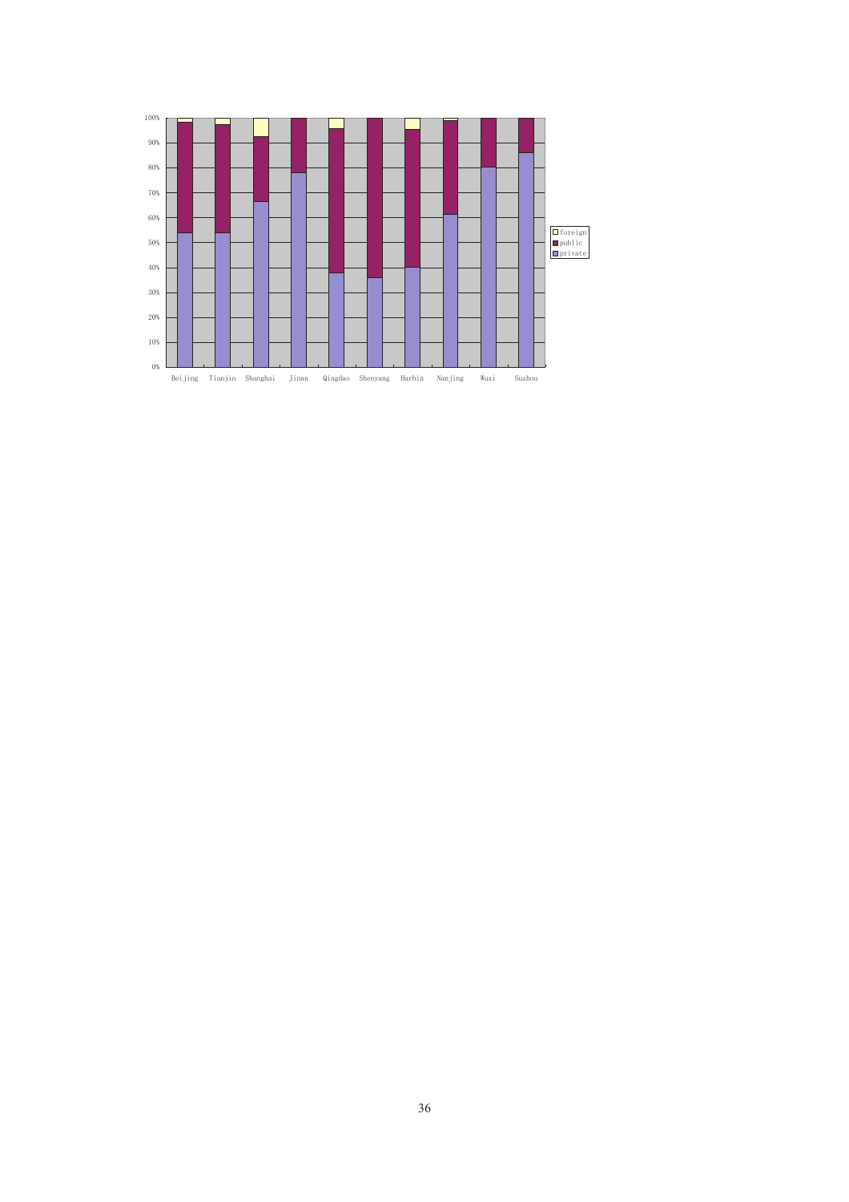100%
90%
80%
70%
60%
50%
40%
30%
20%
10%
0%

Beijing Tianjin Shanghai Jinan Qingdao Shenyang Harbin Nanjing Wuxi Suzhou

foreign
public
private